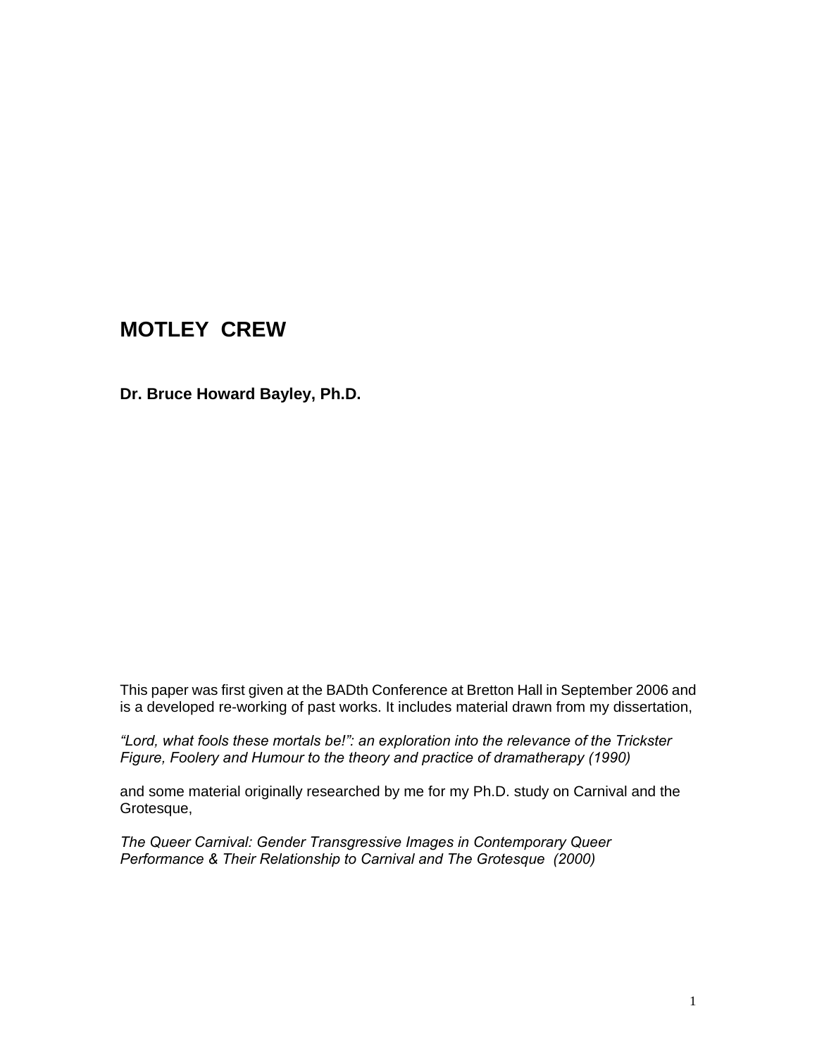# MOTLEY CREW

**Dr. Bruce Howard Bayley, Ph.D.**

This paper was first given at the BADth Conference at Bretton Hall in September 2006 and is a developed re-working of past works. It includes material drawn from my dissertation,

*"Lord, what fools these mortals be!": an exploration into the relevance of the Trickster Figure, Foolery and Humour to the theory and practice of dramatherapy (1990)*

and some material originally researched by me for my Ph.D. study on Carnival and the Grotesque,

*The Queer Carnival: Gender Transgressive Images in Contemporary Queer Performance & Their Relationship to Carnival and The Grotesque (2000)*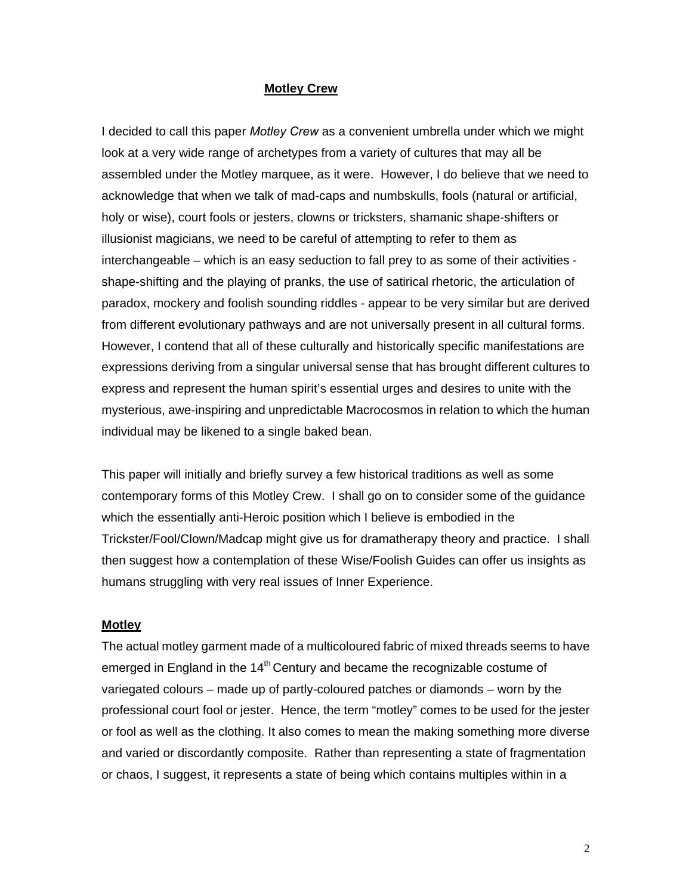## Motley Crew

I decided to call this paper *Motley Crew* as a convenient umbrella under which we might look at a very wide range of archetypes from a variety of cultures that may all be assembled under the Motley marquee, as it were. However, I do believe that we need to acknowledge that when we talk of mad-caps and numbskulls, fools (natural or artificial, holy or wise), court fools or jesters, clowns or tricksters, shamanic shape-shifters or illusionist magicians, we need to be careful of attempting to refer to them as interchangeable – which is an easy seduction to fall prey to as some of their activities - shape-shifting and the playing of pranks, the use of satirical rhetoric, the articulation of paradox, mockery and foolish sounding riddles - appear to be very similar but are derived from different evolutionary pathways and are not universally present in all cultural forms. However, I contend that all of these culturally and historically specific manifestations are expressions deriving from a singular universal sense that has brought different cultures to express and represent the human spirit's essential urges and desires to unite with the mysterious, awe-inspiring and unpredictable Macrocosmos in relation to which the human individual may be likened to a single baked bean.

This paper will initially and briefly survey a few historical traditions as well as some contemporary forms of this Motley Crew. I shall go on to consider some of the guidance which the essentially anti-Heroic position which I believe is embodied in the Trickster/Fool/Clown/Madcap might give us for dramatherapy theory and practice. I shall then suggest how a contemplation of these Wise/Foolish Guides can offer us insights as humans struggling with very real issues of Inner Experience.

### Motley

The actual motley garment made of a multicoloured fabric of mixed threads seems to have emerged in England in the 14th Century and became the recognizable costume of variegated colours – made up of partly-coloured patches or diamonds – worn by the professional court fool or jester. Hence, the term "motley" comes to be used for the jester or fool as well as the clothing. It also comes to mean the making something more diverse and varied or discordantly composite. Rather than representing a state of fragmentation or chaos, I suggest, it represents a state of being which contains multiples within in a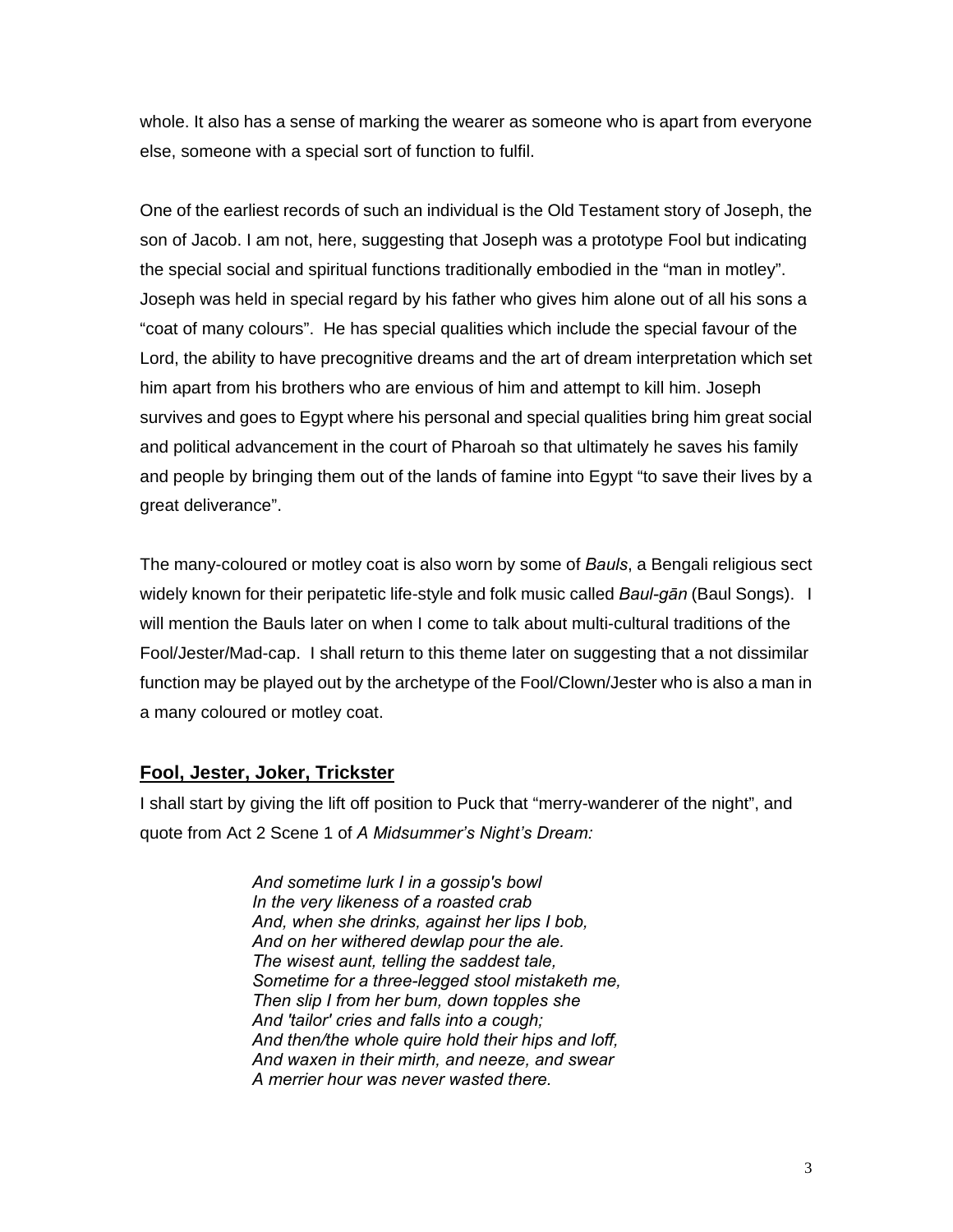whole. It also has a sense of marking the wearer as someone who is apart from everyone else, someone with a special sort of function to fulfil.

One of the earliest records of such an individual is the Old Testament story of Joseph, the son of Jacob. I am not, here, suggesting that Joseph was a prototype Fool but indicating the special social and spiritual functions traditionally embodied in the "man in motley". Joseph was held in special regard by his father who gives him alone out of all his sons a "coat of many colours". He has special qualities which include the special favour of the Lord, the ability to have precognitive dreams and the art of dream interpretation which set him apart from his brothers who are envious of him and attempt to kill him. Joseph survives and goes to Egypt where his personal and special qualities bring him great social and political advancement in the court of Pharoah so that ultimately he saves his family and people by bringing them out of the lands of famine into Egypt "to save their lives by a great deliverance".

The many-coloured or motley coat is also worn by some of *Bauls*, a Bengali religious sect widely known for their peripatetic life-style and folk music called *Baul-gān* (Baul Songs). I will mention the Bauls later on when I come to talk about multi-cultural traditions of the Fool/Jester/Mad-cap. I shall return to this theme later on suggesting that a not dissimilar function may be played out by the archetype of the Fool/Clown/Jester who is also a man in a many coloured or motley coat.

## Fool, Jester, Joker, Trickster

I shall start by giving the lift off position to Puck that "merry-wanderer of the night", and quote from Act 2 Scene 1 of *A Midsummer's Night's Dream:*

> *And sometime lurk I in a gossip's bowl*
> *In the very likeness of a roasted crab*
> *And, when she drinks, against her lips I bob,*
> *And on her withered dewlap pour the ale.*
> *The wisest aunt, telling the saddest tale,*
> *Sometime for a three-legged stool mistaketh me,*
> *Then slip I from her bum, down topples she*
> *And 'tailor' cries and falls into a cough;*
> *And then/the whole quire hold their hips and loff,*
> *And waxen in their mirth, and neeze, and swear*
> *A merrier hour was never wasted there.*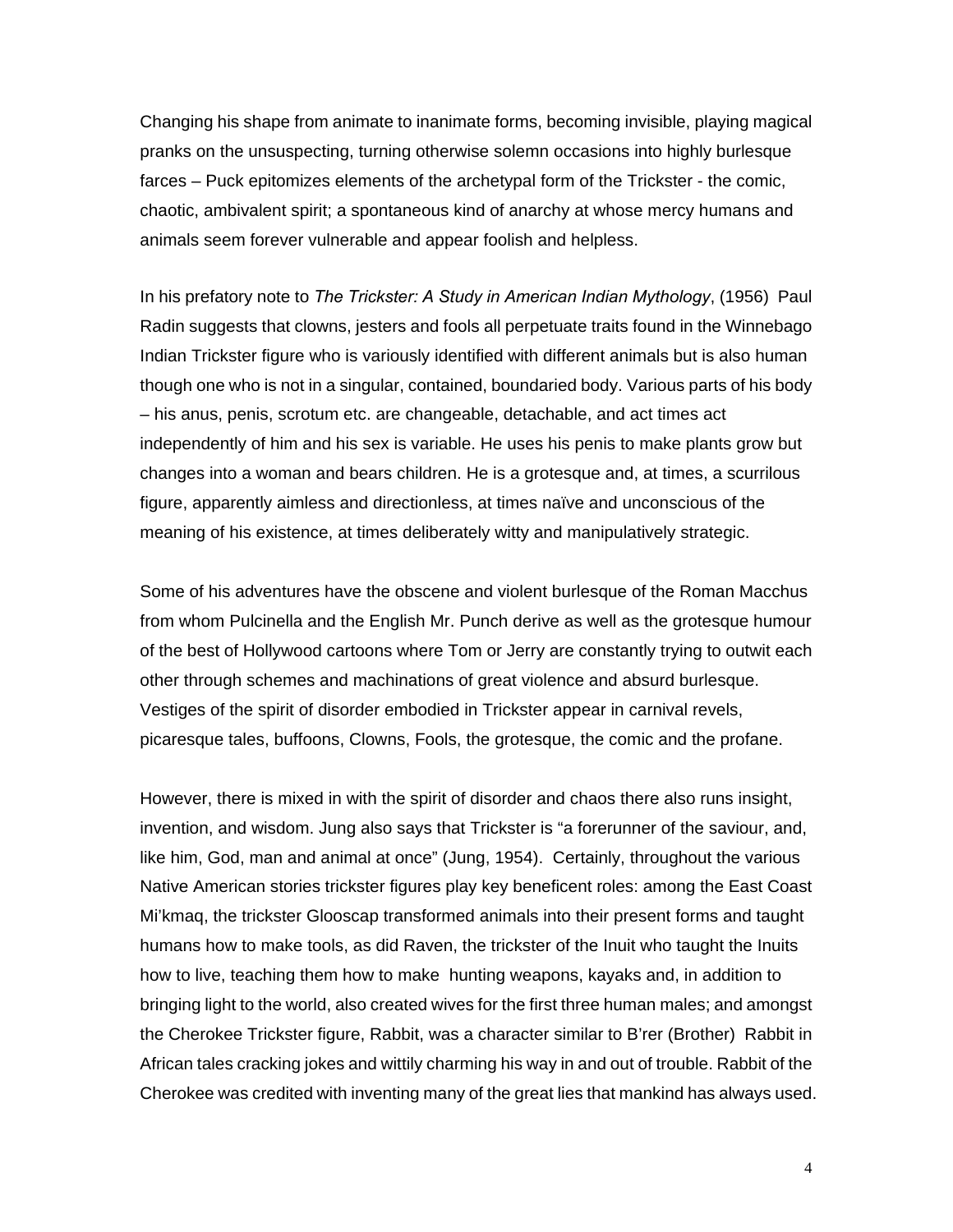Changing his shape from animate to inanimate forms, becoming invisible, playing magical pranks on the unsuspecting, turning otherwise solemn occasions into highly burlesque farces – Puck epitomizes elements of the archetypal form of the Trickster - the comic, chaotic, ambivalent spirit; a spontaneous kind of anarchy at whose mercy humans and animals seem forever vulnerable and appear foolish and helpless.

In his prefatory note to *The Trickster: A Study in American Indian Mythology*, (1956) Paul Radin suggests that clowns, jesters and fools all perpetuate traits found in the Winnebago Indian Trickster figure who is variously identified with different animals but is also human though one who is not in a singular, contained, boundaried body. Various parts of his body – his anus, penis, scrotum etc. are changeable, detachable, and act times act independently of him and his sex is variable. He uses his penis to make plants grow but changes into a woman and bears children. He is a grotesque and, at times, a scurrilous figure, apparently aimless and directionless, at times naïve and unconscious of the meaning of his existence, at times deliberately witty and manipulatively strategic.

Some of his adventures have the obscene and violent burlesque of the Roman Macchus from whom Pulcinella and the English Mr. Punch derive as well as the grotesque humour of the best of Hollywood cartoons where Tom or Jerry are constantly trying to outwit each other through schemes and machinations of great violence and absurd burlesque. Vestiges of the spirit of disorder embodied in Trickster appear in carnival revels, picaresque tales, buffoons, Clowns, Fools, the grotesque, the comic and the profane.

However, there is mixed in with the spirit of disorder and chaos there also runs insight, invention, and wisdom. Jung also says that Trickster is "a forerunner of the saviour, and, like him, God, man and animal at once" (Jung, 1954). Certainly, throughout the various Native American stories trickster figures play key beneficent roles: among the East Coast Mi'kmaq, the trickster Glooscap transformed animals into their present forms and taught humans how to make tools, as did Raven, the trickster of the Inuit who taught the Inuits how to live, teaching them how to make hunting weapons, kayaks and, in addition to bringing light to the world, also created wives for the first three human males; and amongst the Cherokee Trickster figure, Rabbit, was a character similar to B'rer (Brother) Rabbit in African tales cracking jokes and wittily charming his way in and out of trouble. Rabbit of the Cherokee was credited with inventing many of the great lies that mankind has always used.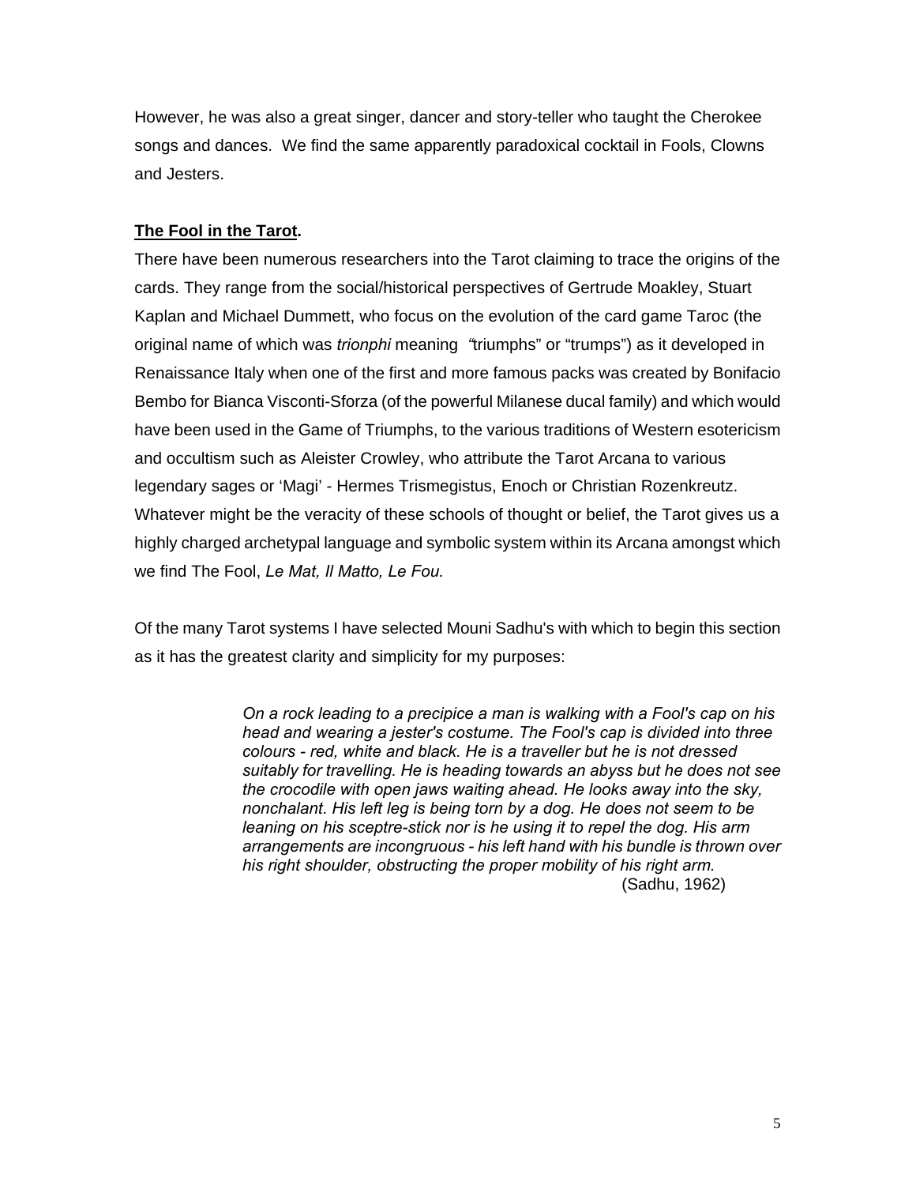However, he was also a great singer, dancer and story-teller who taught the Cherokee songs and dances. We find the same apparently paradoxical cocktail in Fools, Clowns and Jesters.

**The Fool in the Tarot.**

There have been numerous researchers into the Tarot claiming to trace the origins of the cards. They range from the social/historical perspectives of Gertrude Moakley, Stuart Kaplan and Michael Dummett, who focus on the evolution of the card game Taroc (the original name of which was *trionphi* meaning "triumphs" or "trumps") as it developed in Renaissance Italy when one of the first and more famous packs was created by Bonifacio Bembo for Bianca Visconti-Sforza (of the powerful Milanese ducal family) and which would have been used in the Game of Triumphs, to the various traditions of Western esotericism and occultism such as Aleister Crowley, who attribute the Tarot Arcana to various legendary sages or 'Magi' - Hermes Trismegistus, Enoch or Christian Rozenkreutz. Whatever might be the veracity of these schools of thought or belief, the Tarot gives us a highly charged archetypal language and symbolic system within its Arcana amongst which we find The Fool, *Le Mat, Il Matto, Le Fou.*

Of the many Tarot systems I have selected Mouni Sadhu's with which to begin this section as it has the greatest clarity and simplicity for my purposes:

> *On a rock leading to a precipice a man is walking with a Fool's cap on his head and wearing a jester's costume. The Fool's cap is divided into three colours - red, white and black. He is a traveller but he is not dressed suitably for travelling. He is heading towards an abyss but he does not see the crocodile with open jaws waiting ahead. He looks away into the sky, nonchalant. His left leg is being torn by a dog. He does not seem to be leaning on his sceptre-stick nor is he using it to repel the dog. His arm arrangements are incongruous - his left hand with his bundle is thrown over his right shoulder, obstructing the proper mobility of his right arm.*
>
> (Sadhu, 1962)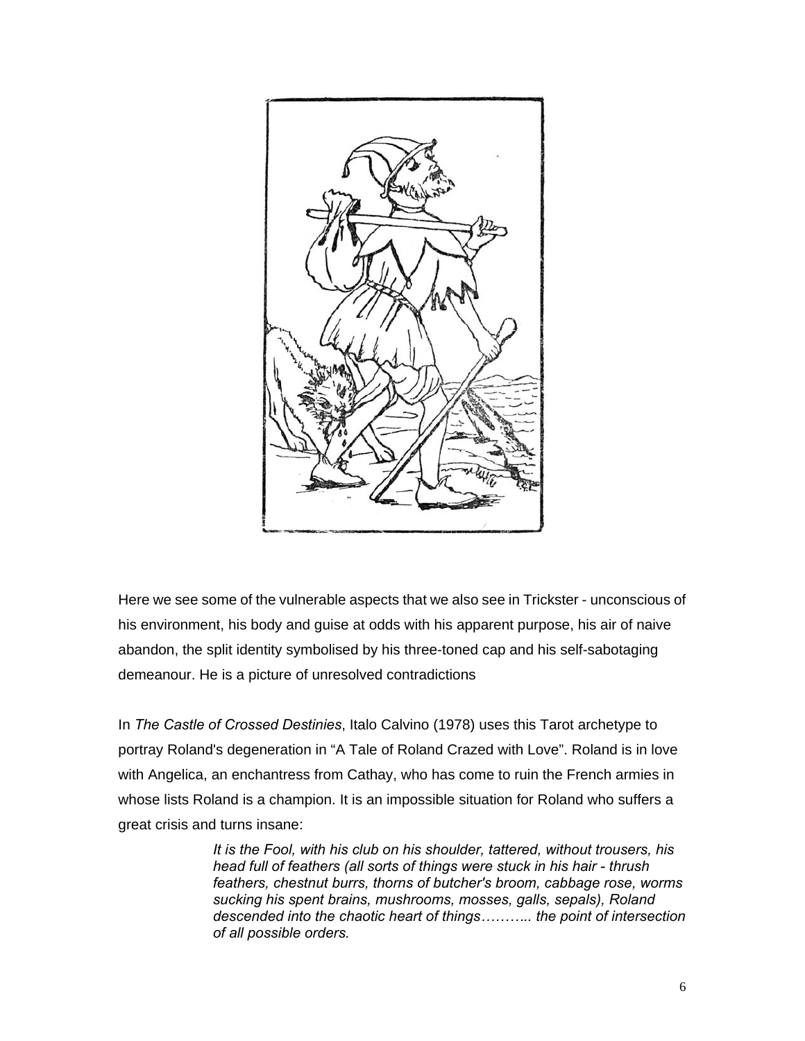Here we see some of the vulnerable aspects that we also see in Trickster - unconscious of his environment, his body and guise at odds with his apparent purpose, his air of naive abandon, the split identity symbolised by his three-toned cap and his self-sabotaging demeanour. He is a picture of unresolved contradictions

In *The Castle of Crossed Destinies*, Italo Calvino (1978) uses this Tarot archetype to portray Roland's degeneration in "A Tale of Roland Crazed with Love". Roland is in love with Angelica, an enchantress from Cathay, who has come to ruin the French armies in whose lists Roland is a champion. It is an impossible situation for Roland who suffers a great crisis and turns insane:

> *It is the Fool, with his club on his shoulder, tattered, without trousers, his head full of feathers (all sorts of things were stuck in his hair - thrush feathers, chestnut burrs, thorns of butcher's broom, cabbage rose, worms sucking his spent brains, mushrooms, mosses, galls, sepals), Roland descended into the chaotic heart of things……….. the point of intersection of all possible orders.*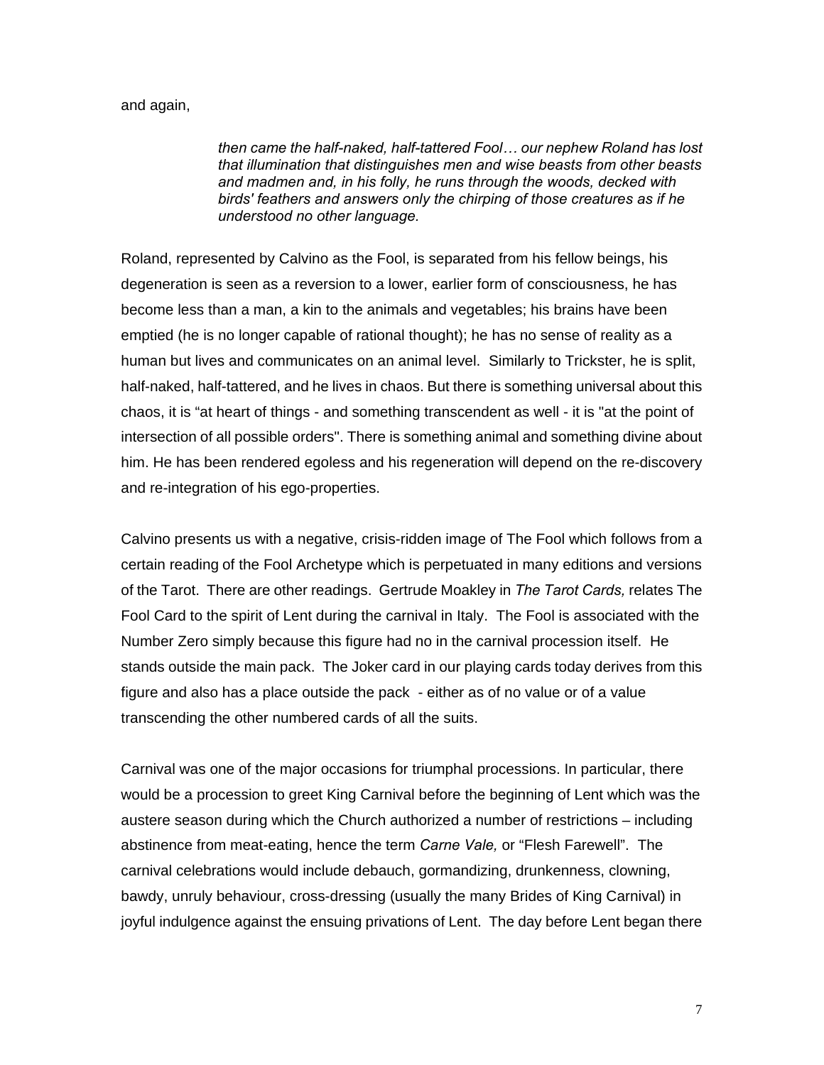and again,

> *then came the half-naked, half-tattered Fool… our nephew Roland has lost that illumination that distinguishes men and wise beasts from other beasts and madmen and, in his folly, he runs through the woods, decked with birds' feathers and answers only the chirping of those creatures as if he understood no other language.*

Roland, represented by Calvino as the Fool, is separated from his fellow beings, his degeneration is seen as a reversion to a lower, earlier form of consciousness, he has become less than a man, a kin to the animals and vegetables; his brains have been emptied (he is no longer capable of rational thought); he has no sense of reality as a human but lives and communicates on an animal level. Similarly to Trickster, he is split, half-naked, half-tattered, and he lives in chaos. But there is something universal about this chaos, it is "at heart of things - and something transcendent as well - it is "at the point of intersection of all possible orders". There is something animal and something divine about him. He has been rendered egoless and his regeneration will depend on the re-discovery and re-integration of his ego-properties.

Calvino presents us with a negative, crisis-ridden image of The Fool which follows from a certain reading of the Fool Archetype which is perpetuated in many editions and versions of the Tarot. There are other readings. Gertrude Moakley in *The Tarot Cards,* relates The Fool Card to the spirit of Lent during the carnival in Italy. The Fool is associated with the Number Zero simply because this figure had no in the carnival procession itself. He stands outside the main pack. The Joker card in our playing cards today derives from this figure and also has a place outside the pack - either as of no value or of a value transcending the other numbered cards of all the suits.

Carnival was one of the major occasions for triumphal processions. In particular, there would be a procession to greet King Carnival before the beginning of Lent which was the austere season during which the Church authorized a number of restrictions – including abstinence from meat-eating, hence the term *Carne Vale,* or "Flesh Farewell". The carnival celebrations would include debauch, gormandizing, drunkenness, clowning, bawdy, unruly behaviour, cross-dressing (usually the many Brides of King Carnival) in joyful indulgence against the ensuing privations of Lent. The day before Lent began there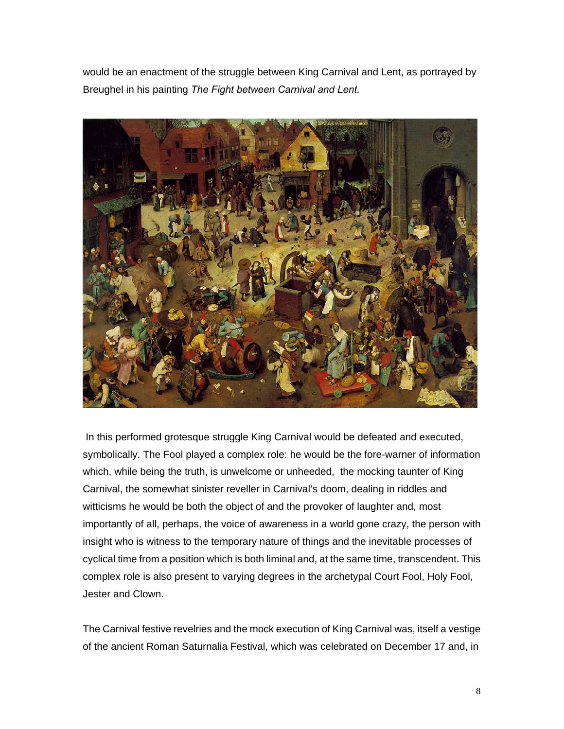would be an enactment of the struggle between King Carnival and Lent, as portrayed by Breughel in his painting *The Fight between Carnival and Lent.*

In this performed grotesque struggle King Carnival would be defeated and executed, symbolically. The Fool played a complex role: he would be the fore-warner of information which, while being the truth, is unwelcome or unheeded, the mocking taunter of King Carnival, the somewhat sinister reveller in Carnival's doom, dealing in riddles and witticisms he would be both the object of and the provoker of laughter and, most importantly of all, perhaps, the voice of awareness in a world gone crazy, the person with insight who is witness to the temporary nature of things and the inevitable processes of cyclical time from a position which is both liminal and, at the same time, transcendent. This complex role is also present to varying degrees in the archetypal Court Fool, Holy Fool, Jester and Clown.

The Carnival festive revelries and the mock execution of King Carnival was, itself a vestige of the ancient Roman Saturnalia Festival, which was celebrated on December 17 and, in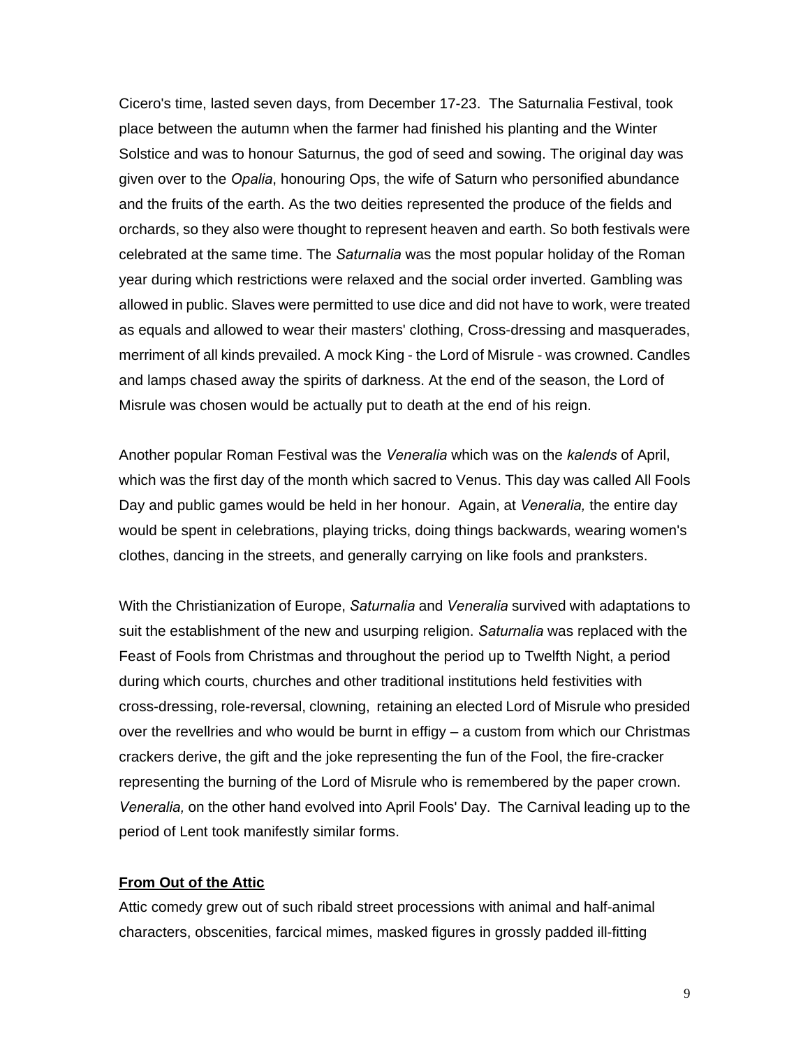Cicero's time, lasted seven days, from December 17-23. The Saturnalia Festival, took place between the autumn when the farmer had finished his planting and the Winter Solstice and was to honour Saturnus, the god of seed and sowing. The original day was given over to the *Opalia*, honouring Ops, the wife of Saturn who personified abundance and the fruits of the earth. As the two deities represented the produce of the fields and orchards, so they also were thought to represent heaven and earth. So both festivals were celebrated at the same time. The *Saturnalia* was the most popular holiday of the Roman year during which restrictions were relaxed and the social order inverted. Gambling was allowed in public. Slaves were permitted to use dice and did not have to work, were treated as equals and allowed to wear their masters' clothing, Cross-dressing and masquerades, merriment of all kinds prevailed. A mock King - the Lord of Misrule - was crowned. Candles and lamps chased away the spirits of darkness. At the end of the season, the Lord of Misrule was chosen would be actually put to death at the end of his reign.

Another popular Roman Festival was the *Veneralia* which was on the *kalends* of April, which was the first day of the month which sacred to Venus. This day was called All Fools Day and public games would be held in her honour. Again, at *Veneralia,* the entire day would be spent in celebrations, playing tricks, doing things backwards, wearing women's clothes, dancing in the streets, and generally carrying on like fools and pranksters.

With the Christianization of Europe, *Saturnalia* and *Veneralia* survived with adaptations to suit the establishment of the new and usurping religion. *Saturnalia* was replaced with the Feast of Fools from Christmas and throughout the period up to Twelfth Night, a period during which courts, churches and other traditional institutions held festivities with cross-dressing, role-reversal, clowning, retaining an elected Lord of Misrule who presided over the revellries and who would be burnt in effigy – a custom from which our Christmas crackers derive, the gift and the joke representing the fun of the Fool, the fire-cracker representing the burning of the Lord of Misrule who is remembered by the paper crown. *Veneralia,* on the other hand evolved into April Fools' Day. The Carnival leading up to the period of Lent took manifestly similar forms.

**From Out of the Attic**

Attic comedy grew out of such ribald street processions with animal and half-animal characters, obscenities, farcical mimes, masked figures in grossly padded ill-fitting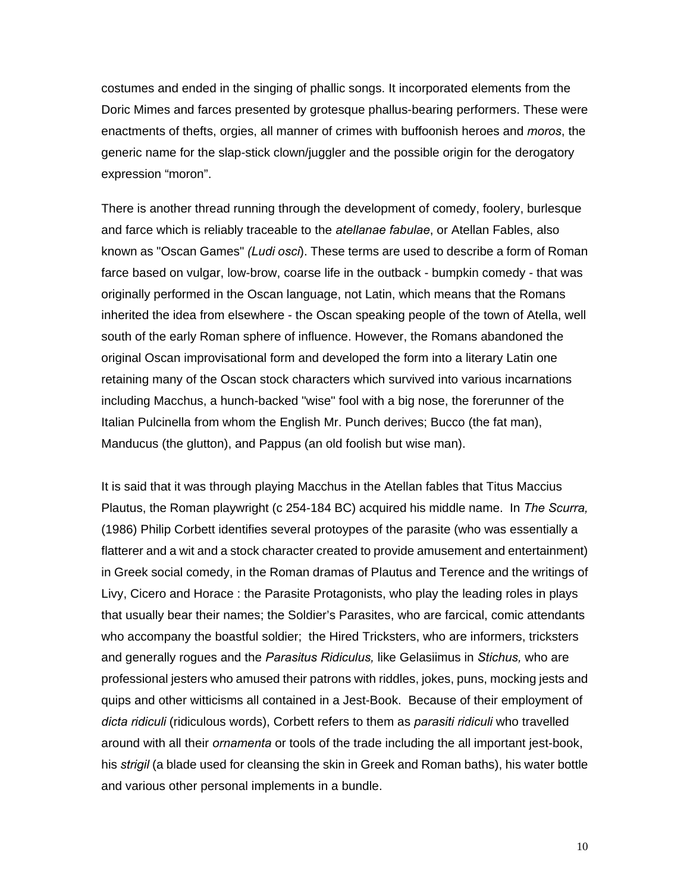costumes and ended in the singing of phallic songs. It incorporated elements from the Doric Mimes and farces presented by grotesque phallus-bearing performers. These were enactments of thefts, orgies, all manner of crimes with buffoonish heroes and *moros*, the generic name for the slap-stick clown/juggler and the possible origin for the derogatory expression “moron”.

There is another thread running through the development of comedy, foolery, burlesque and farce which is reliably traceable to the *atellanae fabulae*, or Atellan Fables, also known as "Oscan Games" *(Ludi osci*). These terms are used to describe a form of Roman farce based on vulgar, low-brow, coarse life in the outback - bumpkin comedy - that was originally performed in the Oscan language, not Latin, which means that the Romans inherited the idea from elsewhere - the Oscan speaking people of the town of Atella, well south of the early Roman sphere of influence. However, the Romans abandoned the original Oscan improvisational form and developed the form into a literary Latin one retaining many of the Oscan stock characters which survived into various incarnations including Macchus, a hunch-backed "wise" fool with a big nose, the forerunner of the Italian Pulcinella from whom the English Mr. Punch derives; Bucco (the fat man), Manducus (the glutton), and Pappus (an old foolish but wise man).

It is said that it was through playing Macchus in the Atellan fables that Titus Maccius Plautus, the Roman playwright (c 254-184 BC) acquired his middle name. In *The Scurra,* (1986) Philip Corbett identifies several protoypes of the parasite (who was essentially a flatterer and a wit and a stock character created to provide amusement and entertainment) in Greek social comedy, in the Roman dramas of Plautus and Terence and the writings of Livy, Cicero and Horace : the Parasite Protagonists, who play the leading roles in plays that usually bear their names; the Soldier’s Parasites, who are farcical, comic attendants who accompany the boastful soldier; the Hired Tricksters, who are informers, tricksters and generally rogues and the *Parasitus Ridiculus,* like Gelasiimus in *Stichus,* who are professional jesters who amused their patrons with riddles, jokes, puns, mocking jests and quips and other witticisms all contained in a Jest-Book. Because of their employment of *dicta ridiculi* (ridiculous words), Corbett refers to them as *parasiti ridiculi* who travelled around with all their *ornamenta* or tools of the trade including the all important jest-book, his *strigil* (a blade used for cleansing the skin in Greek and Roman baths), his water bottle and various other personal implements in a bundle.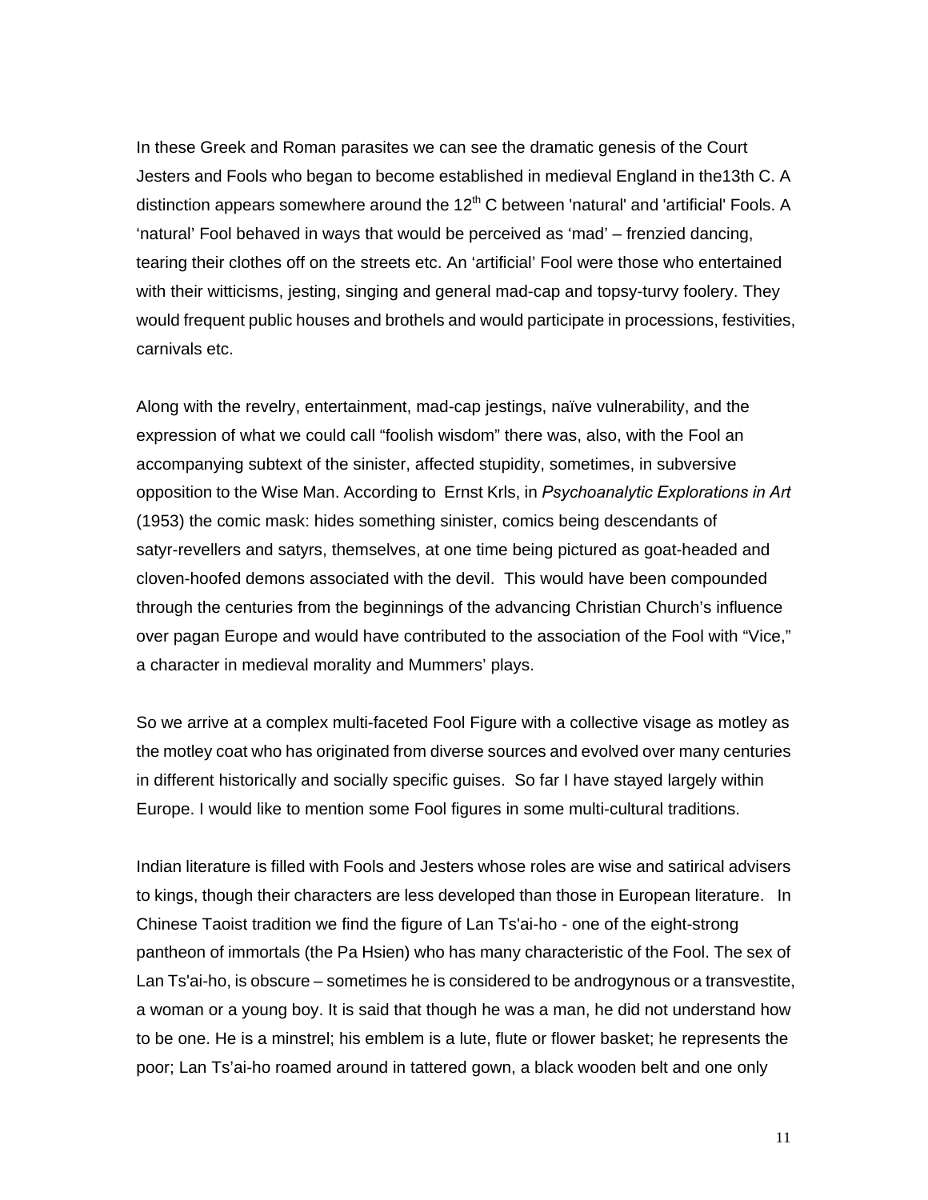In these Greek and Roman parasites we can see the dramatic genesis of the Court Jesters and Fools who began to become established in medieval England in the13th C. A distinction appears somewhere around the 12th C between 'natural' and 'artificial' Fools. A 'natural' Fool behaved in ways that would be perceived as 'mad' – frenzied dancing, tearing their clothes off on the streets etc. An 'artificial' Fool were those who entertained with their witticisms, jesting, singing and general mad-cap and topsy-turvy foolery. They would frequent public houses and brothels and would participate in processions, festivities, carnivals etc.

Along with the revelry, entertainment, mad-cap jestings, naïve vulnerability, and the expression of what we could call "foolish wisdom" there was, also, with the Fool an accompanying subtext of the sinister, affected stupidity, sometimes, in subversive opposition to the Wise Man. According to Ernst Krls, in *Psychoanalytic Explorations in Art* (1953) the comic mask: hides something sinister, comics being descendants of satyr-revellers and satyrs, themselves, at one time being pictured as goat-headed and cloven-hoofed demons associated with the devil. This would have been compounded through the centuries from the beginnings of the advancing Christian Church's influence over pagan Europe and would have contributed to the association of the Fool with "Vice," a character in medieval morality and Mummers' plays.

So we arrive at a complex multi-faceted Fool Figure with a collective visage as motley as the motley coat who has originated from diverse sources and evolved over many centuries in different historically and socially specific guises. So far I have stayed largely within Europe. I would like to mention some Fool figures in some multi-cultural traditions.

Indian literature is filled with Fools and Jesters whose roles are wise and satirical advisers to kings, though their characters are less developed than those in European literature. In Chinese Taoist tradition we find the figure of Lan Ts'ai-ho - one of the eight-strong pantheon of immortals (the Pa Hsien) who has many characteristic of the Fool. The sex of Lan Ts'ai-ho, is obscure – sometimes he is considered to be androgynous or a transvestite, a woman or a young boy. It is said that though he was a man, he did not understand how to be one. He is a minstrel; his emblem is a lute, flute or flower basket; he represents the poor; Lan Ts'ai-ho roamed around in tattered gown, a black wooden belt and one only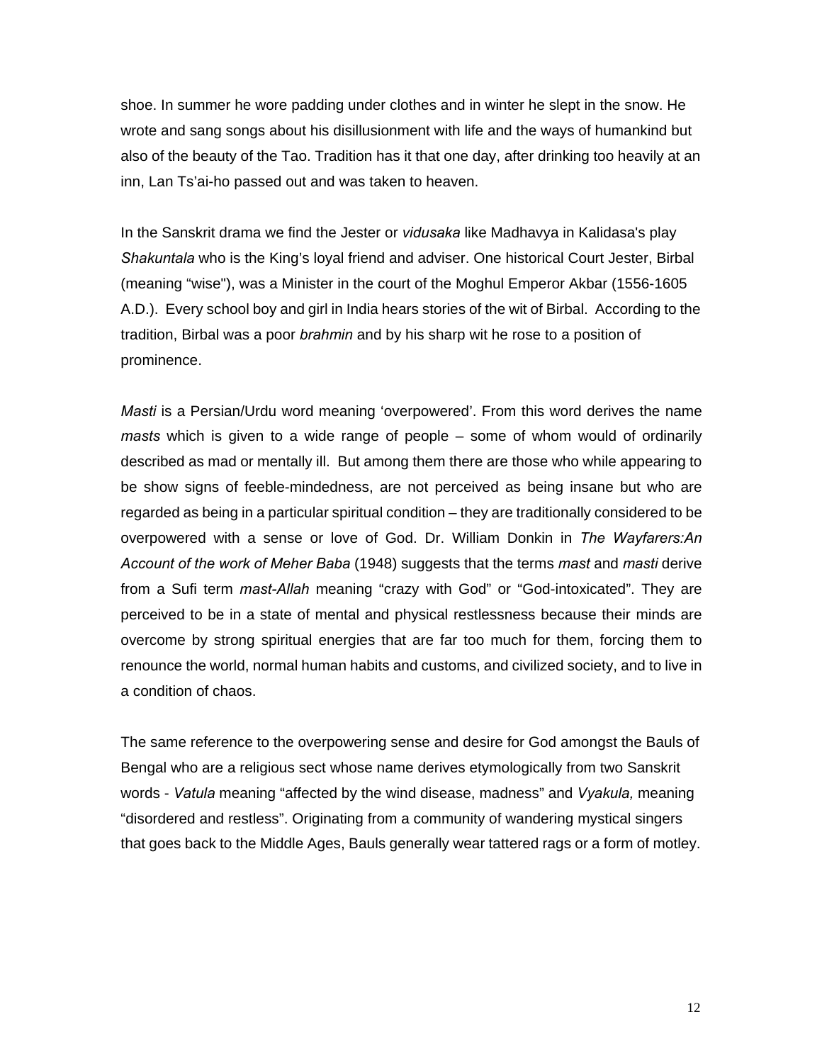shoe. In summer he wore padding under clothes and in winter he slept in the snow. He wrote and sang songs about his disillusionment with life and the ways of humankind but also of the beauty of the Tao. Tradition has it that one day, after drinking too heavily at an inn, Lan Ts'ai-ho passed out and was taken to heaven.

In the Sanskrit drama we find the Jester or *vidusaka* like Madhavya in Kalidasa's play *Shakuntala* who is the King's loyal friend and adviser. One historical Court Jester, Birbal (meaning "wise"), was a Minister in the court of the Moghul Emperor Akbar (1556-1605 A.D.). Every school boy and girl in India hears stories of the wit of Birbal. According to the tradition, Birbal was a poor *brahmin* and by his sharp wit he rose to a position of prominence.

*Masti* is a Persian/Urdu word meaning 'overpowered'. From this word derives the name *masts* which is given to a wide range of people – some of whom would of ordinarily described as mad or mentally ill. But among them there are those who while appearing to be show signs of feeble-mindedness, are not perceived as being insane but who are regarded as being in a particular spiritual condition – they are traditionally considered to be overpowered with a sense or love of God. Dr. William Donkin in *The Wayfarers:An Account of the work of Meher Baba* (1948) suggests that the terms *mast* and *masti* derive from a Sufi term *mast-Allah* meaning "crazy with God" or "God-intoxicated". They are perceived to be in a state of mental and physical restlessness because their minds are overcome by strong spiritual energies that are far too much for them, forcing them to renounce the world, normal human habits and customs, and civilized society, and to live in a condition of chaos.

The same reference to the overpowering sense and desire for God amongst the Bauls of Bengal who are a religious sect whose name derives etymologically from two Sanskrit words - *Vatula* meaning "affected by the wind disease, madness" and *Vyakula,* meaning "disordered and restless". Originating from a community of wandering mystical singers that goes back to the Middle Ages, Bauls generally wear tattered rags or a form of motley.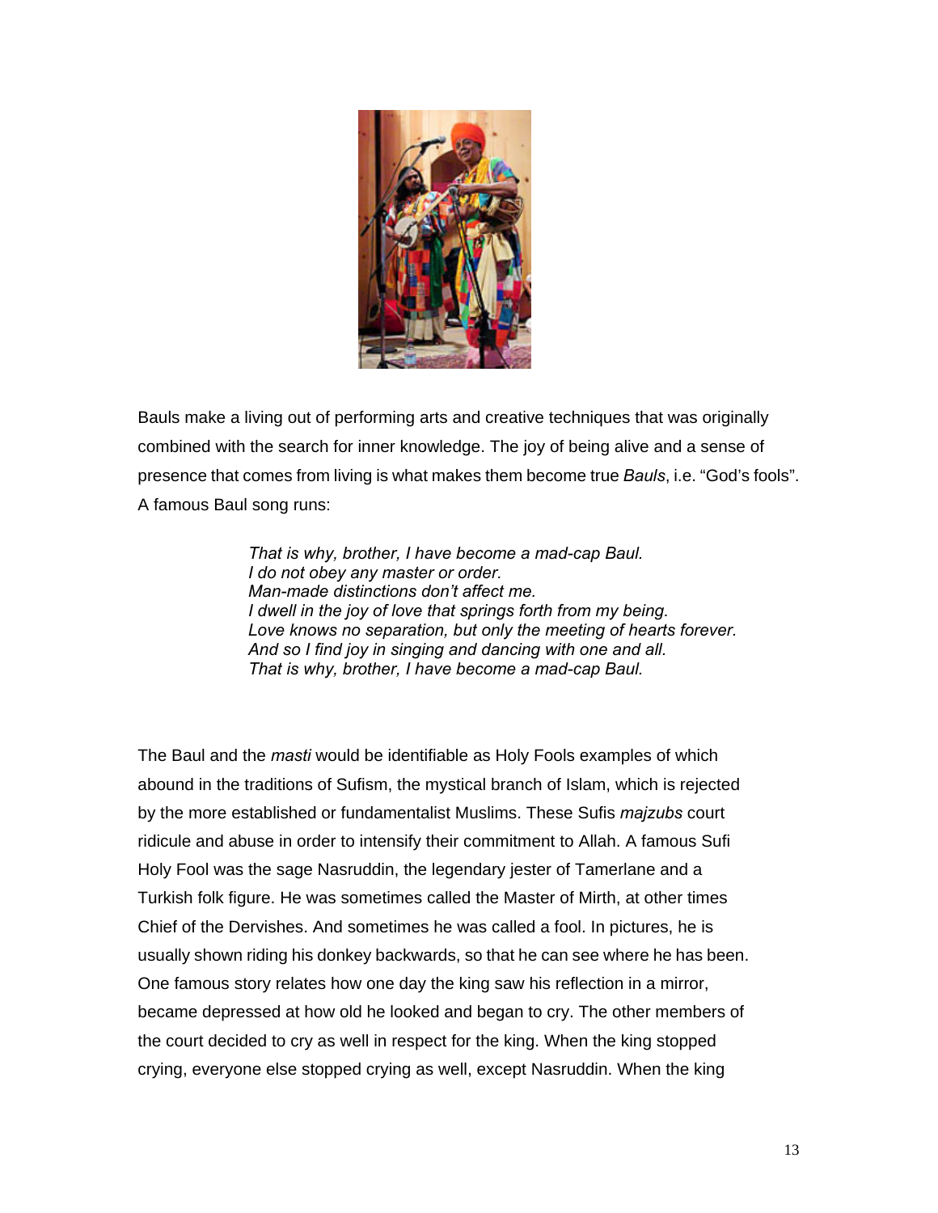Bauls make a living out of performing arts and creative techniques that was originally combined with the search for inner knowledge. The joy of being alive and a sense of presence that comes from living is what makes them become true *Bauls*, i.e. "God's fools". A famous Baul song runs:

> *That is why, brother, I have become a mad-cap Baul.*
> *I do not obey any master or order.*
> *Man-made distinctions don't affect me.*
> *I dwell in the joy of love that springs forth from my being.*
> *Love knows no separation, but only the meeting of hearts forever.*
> *And so I find joy in singing and dancing with one and all.*
> *That is why, brother, I have become a mad-cap Baul.*

The Baul and the *masti* would be identifiable as Holy Fools examples of which abound in the traditions of Sufism, the mystical branch of Islam, which is rejected by the more established or fundamentalist Muslims. These Sufis *majzubs* court ridicule and abuse in order to intensify their commitment to Allah. A famous Sufi Holy Fool was the sage Nasruddin, the legendary jester of Tamerlane and a Turkish folk figure. He was sometimes called the Master of Mirth, at other times Chief of the Dervishes. And sometimes he was called a fool. In pictures, he is usually shown riding his donkey backwards, so that he can see where he has been. One famous story relates how one day the king saw his reflection in a mirror, became depressed at how old he looked and began to cry. The other members of the court decided to cry as well in respect for the king. When the king stopped crying, everyone else stopped crying as well, except Nasruddin. When the king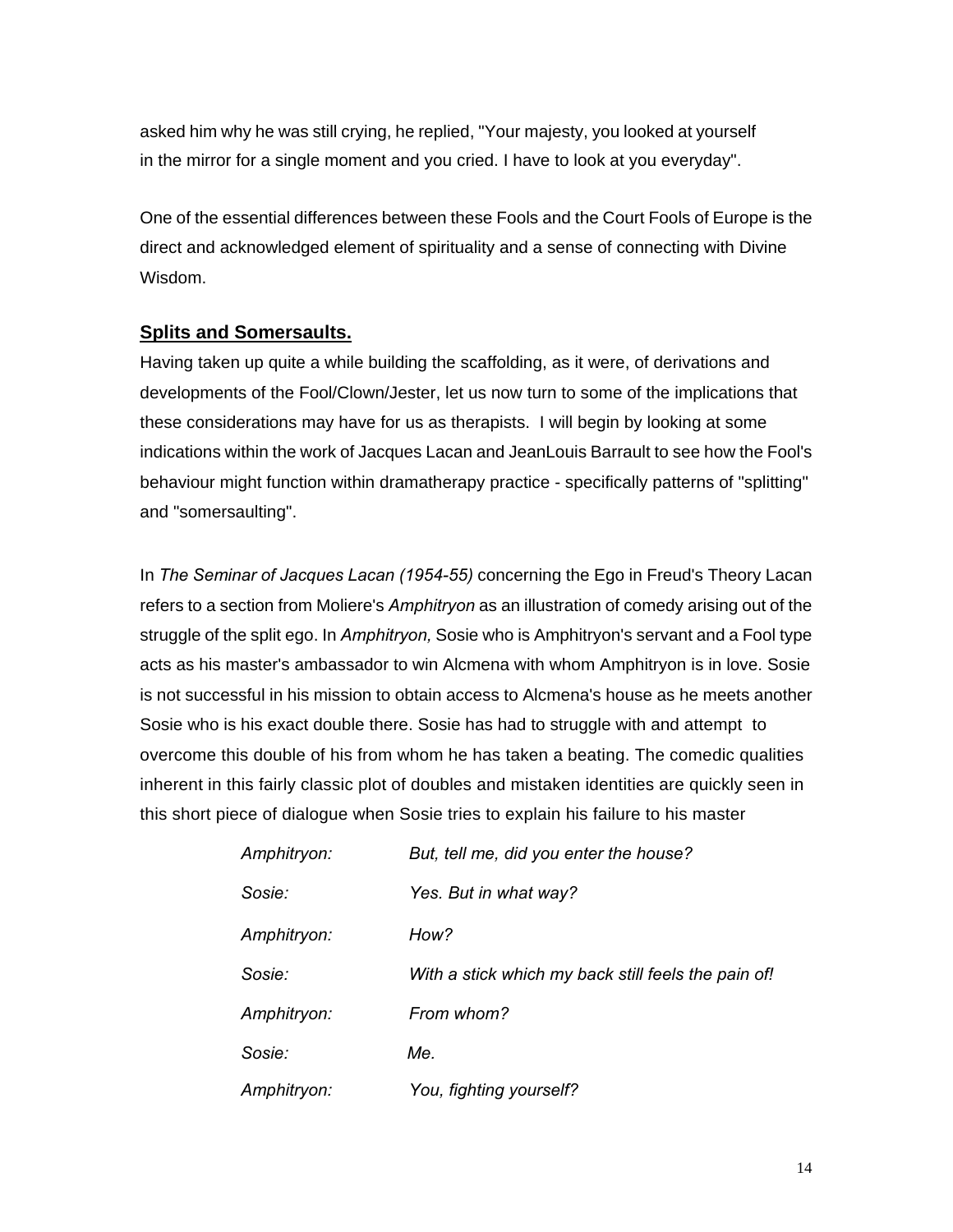asked him why he was still crying, he replied, "Your majesty, you looked at yourself in the mirror for a single moment and you cried. I have to look at you everyday".

One of the essential differences between these Fools and the Court Fools of Europe is the direct and acknowledged element of spirituality and a sense of connecting with Divine Wisdom.

## Splits and Somersaults.

Having taken up quite a while building the scaffolding, as it were, of derivations and developments of the Fool/Clown/Jester, let us now turn to some of the implications that these considerations may have for us as therapists. I will begin by looking at some indications within the work of Jacques Lacan and JeanLouis Barrault to see how the Fool's behaviour might function within dramatherapy practice - specifically patterns of "splitting" and "somersaulting".

In *The Seminar of Jacques Lacan (1954-55)* concerning the Ego in Freud's Theory Lacan refers to a section from Moliere's *Amphitryon* as an illustration of comedy arising out of the struggle of the split ego. In *Amphitryon,* Sosie who is Amphitryon's servant and a Fool type acts as his master's ambassador to win Alcmena with whom Amphitryon is in love. Sosie is not successful in his mission to obtain access to Alcmena's house as he meets another Sosie who is his exact double there. Sosie has had to struggle with and attempt to overcome this double of his from whom he has taken a beating. The comedic qualities inherent in this fairly classic plot of doubles and mistaken identities are quickly seen in this short piece of dialogue when Sosie tries to explain his failure to his master

*Amphitryon:* *But, tell me, did you enter the house?*

*Sosie:* *Yes. But in what way?*

*Amphitryon:* *How?*

*Sosie:* *With a stick which my back still feels the pain of!*

*Amphitryon:* *From whom?*

*Sosie:* *Me.*

*Amphitryon:* *You, fighting yourself?*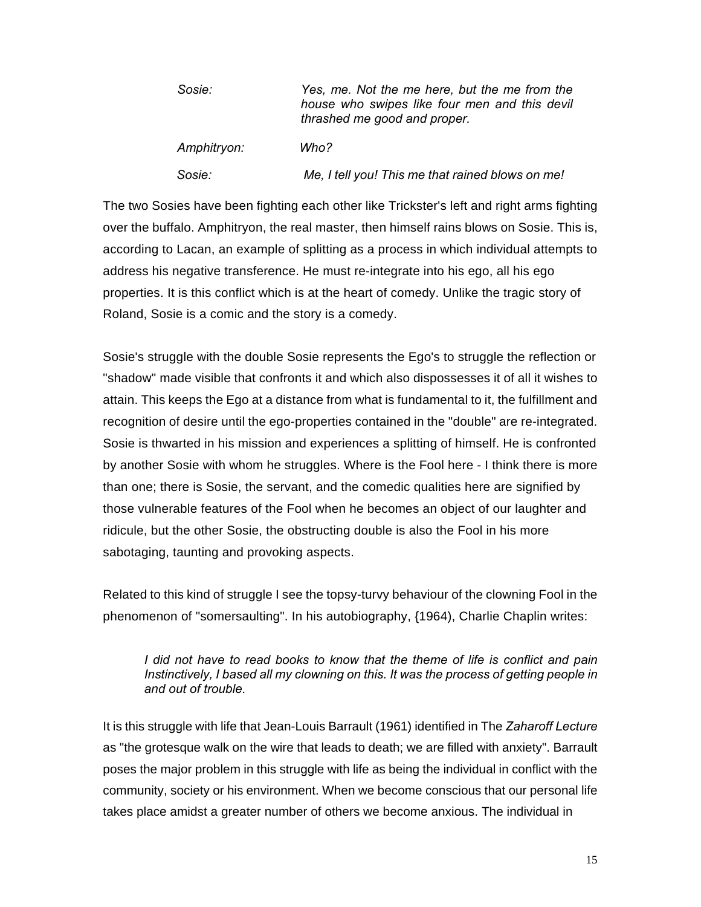| | |
|---|---|
| *Sosie:* | *Yes, me. Not the me here, but the me from the house who swipes like four men and this devil thrashed me good and proper.* |
| *Amphitryon:* | *Who?* |
| *Sosie:* | *Me, I tell you! This me that rained blows on me!* |

The two Sosies have been fighting each other like Trickster's left and right arms fighting over the buffalo. Amphitryon, the real master, then himself rains blows on Sosie. This is, according to Lacan, an example of splitting as a process in which individual attempts to address his negative transference. He must re-integrate into his ego, all his ego properties. It is this conflict which is at the heart of comedy. Unlike the tragic story of Roland, Sosie is a comic and the story is a comedy.

Sosie's struggle with the double Sosie represents the Ego's to struggle the reflection or "shadow" made visible that confronts it and which also dispossesses it of all it wishes to attain. This keeps the Ego at a distance from what is fundamental to it, the fulfillment and recognition of desire until the ego-properties contained in the "double" are re-integrated. Sosie is thwarted in his mission and experiences a splitting of himself. He is confronted by another Sosie with whom he struggles. Where is the Fool here - I think there is more than one; there is Sosie, the servant, and the comedic qualities here are signified by those vulnerable features of the Fool when he becomes an object of our laughter and ridicule, but the other Sosie, the obstructing double is also the Fool in his more sabotaging, taunting and provoking aspects.

Related to this kind of struggle I see the topsy-turvy behaviour of the clowning Fool in the phenomenon of "somersaulting". In his autobiography, {1964), Charlie Chaplin writes:

> *I did not have to read books to know that the theme of life is conflict and pain Instinctively, I based all my clowning on this. It was the process of getting people in and out of trouble.*

It is this struggle with life that Jean-Louis Barrault (1961) identified in The *Zaharoff Lecture* as "the grotesque walk on the wire that leads to death; we are filled with anxiety". Barrault poses the major problem in this struggle with life as being the individual in conflict with the community, society or his environment. When we become conscious that our personal life takes place amidst a greater number of others we become anxious. The individual in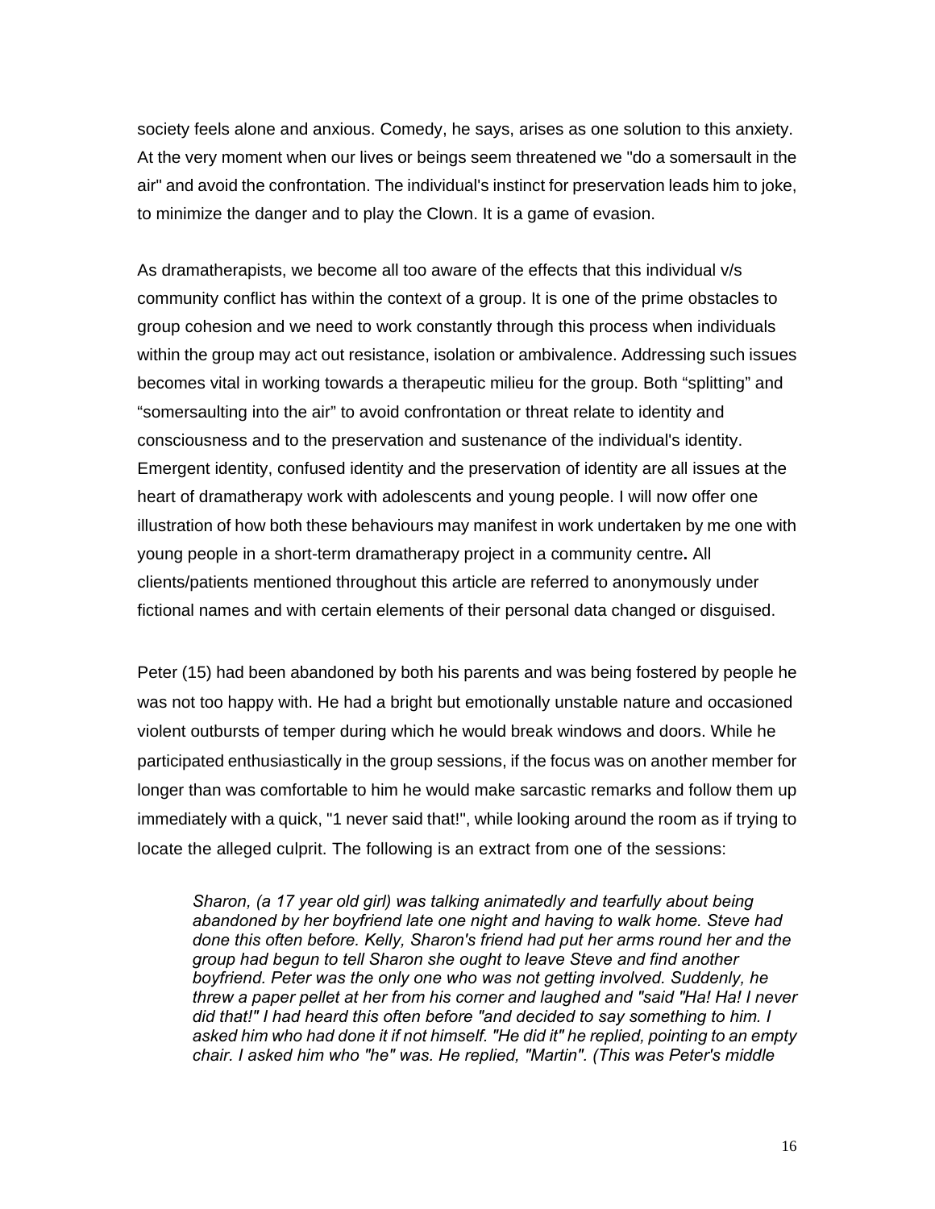society feels alone and anxious. Comedy, he says, arises as one solution to this anxiety. At the very moment when our lives or beings seem threatened we "do a somersault in the air" and avoid the confrontation. The individual's instinct for preservation leads him to joke, to minimize the danger and to play the Clown. It is a game of evasion.

As dramatherapists, we become all too aware of the effects that this individual v/s community conflict has within the context of a group. It is one of the prime obstacles to group cohesion and we need to work constantly through this process when individuals within the group may act out resistance, isolation or ambivalence. Addressing such issues becomes vital in working towards a therapeutic milieu for the group. Both "splitting" and "somersaulting into the air" to avoid confrontation or threat relate to identity and consciousness and to the preservation and sustenance of the individual's identity. Emergent identity, confused identity and the preservation of identity are all issues at the heart of dramatherapy work with adolescents and young people. I will now offer one illustration of how both these behaviours may manifest in work undertaken by me one with young people in a short-term dramatherapy project in a community centre**.** All clients/patients mentioned throughout this article are referred to anonymously under fictional names and with certain elements of their personal data changed or disguised.

Peter (15) had been abandoned by both his parents and was being fostered by people he was not too happy with. He had a bright but emotionally unstable nature and occasioned violent outbursts of temper during which he would break windows and doors. While he participated enthusiastically in the group sessions, if the focus was on another member for longer than was comfortable to him he would make sarcastic remarks and follow them up immediately with a quick, "1 never said that!", while looking around the room as if trying to locate the alleged culprit. The following is an extract from one of the sessions:

> *Sharon, (a 17 year old girl) was talking animatedly and tearfully about being abandoned by her boyfriend late one night and having to walk home. Steve had done this often before. Kelly, Sharon's friend had put her arms round her and the group had begun to tell Sharon she ought to leave Steve and find another boyfriend. Peter was the only one who was not getting involved. Suddenly, he threw a paper pellet at her from his corner and laughed and "said "Ha! Ha! I never did that!" I had heard this often before "and decided to say something to him. I asked him who had done it if not himself. "He did it" he replied, pointing to an empty chair. I asked him who "he" was. He replied, "Martin". (This was Peter's middle*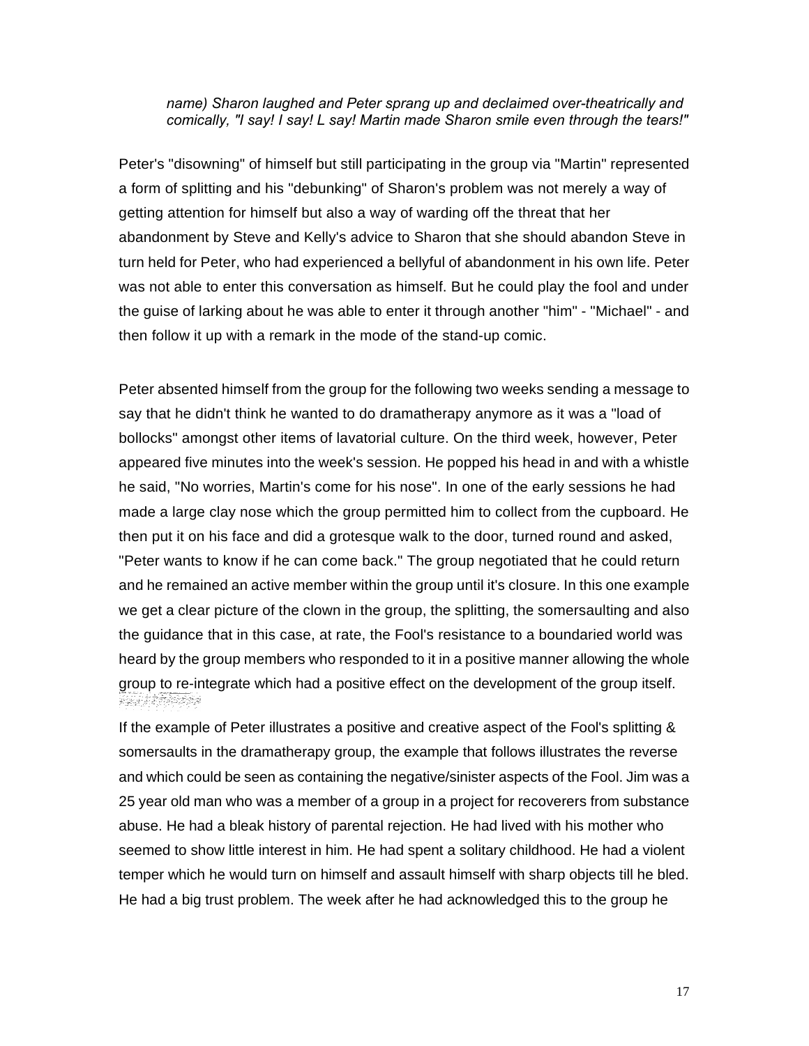*name) Sharon laughed and Peter sprang up and declaimed over-theatrically and comically, "I say! I say! L say! Martin made Sharon smile even through the tears!"*

Peter's "disowning" of himself but still participating in the group via "Martin" represented a form of splitting and his "debunking" of Sharon's problem was not merely a way of getting attention for himself but also a way of warding off the threat that her abandonment by Steve and Kelly's advice to Sharon that she should abandon Steve in turn held for Peter, who had experienced a bellyful of abandonment in his own life. Peter was not able to enter this conversation as himself. But he could play the fool and under the guise of larking about he was able to enter it through another "him" - "Michael" - and then follow it up with a remark in the mode of the stand-up comic.

Peter absented himself from the group for the following two weeks sending a message to say that he didn't think he wanted to do dramatherapy anymore as it was a "load of bollocks" amongst other items of lavatorial culture. On the third week, however, Peter appeared five minutes into the week's session. He popped his head in and with a whistle he said, "No worries, Martin's come for his nose". In one of the early sessions he had made a large clay nose which the group permitted him to collect from the cupboard. He then put it on his face and did a grotesque walk to the door, turned round and asked, "Peter wants to know if he can come back." The group negotiated that he could return and he remained an active member within the group until it's closure. In this one example we get a clear picture of the clown in the group, the splitting, the somersaulting and also the guidance that in this case, at rate, the Fool's resistance to a boundaried world was heard by the group members who responded to it in a positive manner allowing the whole group to re-integrate which had a positive effect on the development of the group itself.

If the example of Peter illustrates a positive and creative aspect of the Fool's splitting & somersaults in the dramatherapy group, the example that follows illustrates the reverse and which could be seen as containing the negative/sinister aspects of the Fool. Jim was a 25 year old man who was a member of a group in a project for recoverers from substance abuse. He had a bleak history of parental rejection. He had lived with his mother who seemed to show little interest in him. He had spent a solitary childhood. He had a violent temper which he would turn on himself and assault himself with sharp objects till he bled. He had a big trust problem. The week after he had acknowledged this to the group he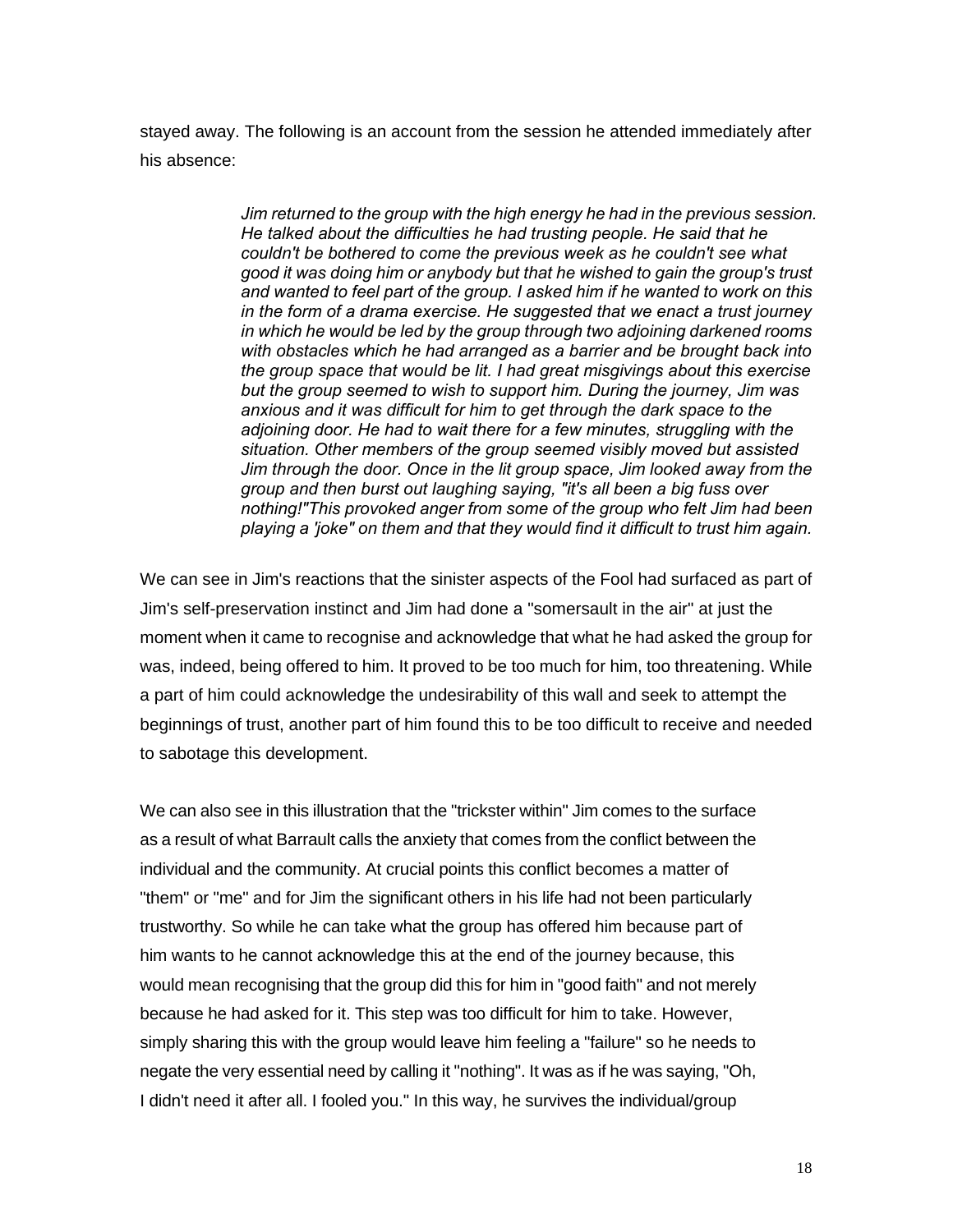stayed away. The following is an account from the session he attended immediately after his absence:

> *Jim returned to the group with the high energy he had in the previous session. He talked about the difficulties he had trusting people. He said that he couldn't be bothered to come the previous week as he couldn't see what good it was doing him or anybody but that he wished to gain the group's trust and wanted to feel part of the group. I asked him if he wanted to work on this in the form of a drama exercise. He suggested that we enact a trust journey in which he would be led by the group through two adjoining darkened rooms with obstacles which he had arranged as a barrier and be brought back into the group space that would be lit. I had great misgivings about this exercise but the group seemed to wish to support him. During the journey, Jim was anxious and it was difficult for him to get through the dark space to the adjoining door. He had to wait there for a few minutes, struggling with the situation. Other members of the group seemed visibly moved but assisted Jim through the door. Once in the lit group space, Jim looked away from the group and then burst out laughing saying, "it's all been a big fuss over nothing!"This provoked anger from some of the group who felt Jim had been playing a 'joke" on them and that they would find it difficult to trust him again.*

We can see in Jim's reactions that the sinister aspects of the Fool had surfaced as part of Jim's self-preservation instinct and Jim had done a "somersault in the air" at just the moment when it came to recognise and acknowledge that what he had asked the group for was, indeed, being offered to him. It proved to be too much for him, too threatening. While a part of him could acknowledge the undesirability of this wall and seek to attempt the beginnings of trust, another part of him found this to be too difficult to receive and needed to sabotage this development.

We can also see in this illustration that the "trickster within" Jim comes to the surface as a result of what Barrault calls the anxiety that comes from the conflict between the individual and the community. At crucial points this conflict becomes a matter of "them" or "me" and for Jim the significant others in his life had not been particularly trustworthy. So while he can take what the group has offered him because part of him wants to he cannot acknowledge this at the end of the journey because, this would mean recognising that the group did this for him in "good faith" and not merely because he had asked for it. This step was too difficult for him to take. However, simply sharing this with the group would leave him feeling a "failure" so he needs to negate the very essential need by calling it "nothing". It was as if he was saying, "Oh, I didn't need it after all. I fooled you." In this way, he survives the individual/group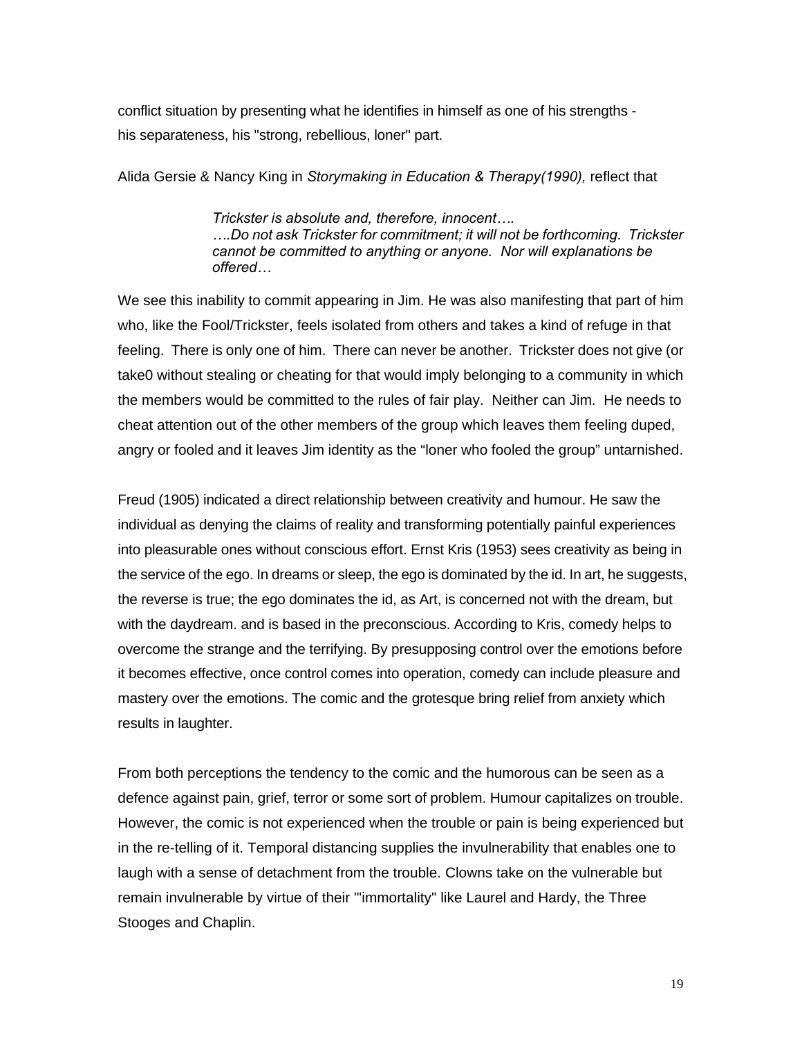conflict situation by presenting what he identifies in himself as one of his strengths - his separateness, his "strong, rebellious, loner" part.

Alida Gersie & Nancy King in *Storymaking in Education & Therapy(1990),* reflect that

> *Trickster is absolute and, therefore, innocent….*
> *….Do not ask Trickster for commitment; it will not be forthcoming. Trickster cannot be committed to anything or anyone. Nor will explanations be offered…*

We see this inability to commit appearing in Jim. He was also manifesting that part of him who, like the Fool/Trickster, feels isolated from others and takes a kind of refuge in that feeling. There is only one of him. There can never be another. Trickster does not give (or take0 without stealing or cheating for that would imply belonging to a community in which the members would be committed to the rules of fair play. Neither can Jim. He needs to cheat attention out of the other members of the group which leaves them feeling duped, angry or fooled and it leaves Jim identity as the "loner who fooled the group" untarnished.

Freud (1905) indicated a direct relationship between creativity and humour. He saw the individual as denying the claims of reality and transforming potentially painful experiences into pleasurable ones without conscious effort. Ernst Kris (1953) sees creativity as being in the service of the ego. In dreams or sleep, the ego is dominated by the id. In art, he suggests, the reverse is true; the ego dominates the id, as Art, is concerned not with the dream, but with the daydream. and is based in the preconscious. According to Kris, comedy helps to overcome the strange and the terrifying. By presupposing control over the emotions before it becomes effective, once control comes into operation, comedy can include pleasure and mastery over the emotions. The comic and the grotesque bring relief from anxiety which results in laughter.

From both perceptions the tendency to the comic and the humorous can be seen as a defence against pain, grief, terror or some sort of problem. Humour capitalizes on trouble. However, the comic is not experienced when the trouble or pain is being experienced but in the re-telling of it. Temporal distancing supplies the invulnerability that enables one to laugh with a sense of detachment from the trouble. Clowns take on the vulnerable but remain invulnerable by virtue of their '"immortality" like Laurel and Hardy, the Three Stooges and Chaplin.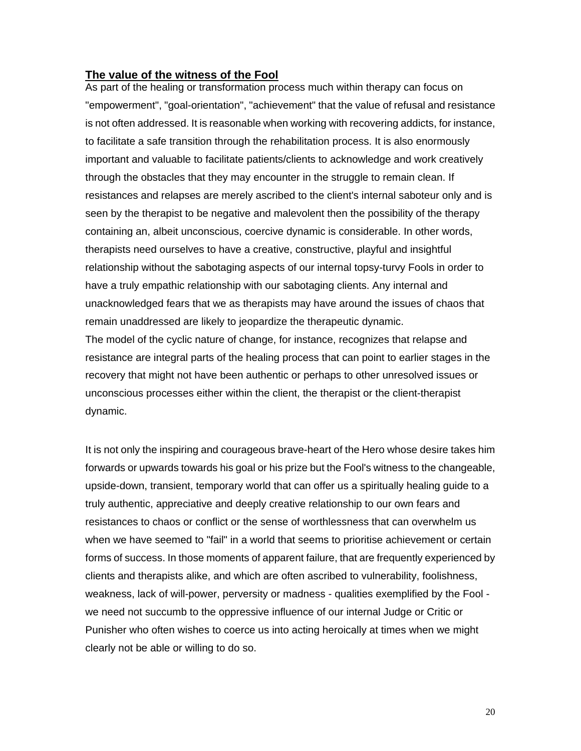## The value of the witness of the Fool

As part of the healing or transformation process much within therapy can focus on "empowerment", "goal-orientation", "achievement" that the value of refusal and resistance is not often addressed. It is reasonable when working with recovering addicts, for instance, to facilitate a safe transition through the rehabilitation process. It is also enormously important and valuable to facilitate patients/clients to acknowledge and work creatively through the obstacles that they may encounter in the struggle to remain clean. If resistances and relapses are merely ascribed to the client's internal saboteur only and is seen by the therapist to be negative and malevolent then the possibility of the therapy containing an, albeit unconscious, coercive dynamic is considerable. In other words, therapists need ourselves to have a creative, constructive, playful and insightful relationship without the sabotaging aspects of our internal topsy-turvy Fools in order to have a truly empathic relationship with our sabotaging clients. Any internal and unacknowledged fears that we as therapists may have around the issues of chaos that remain unaddressed are likely to jeopardize the therapeutic dynamic.

The model of the cyclic nature of change, for instance, recognizes that relapse and resistance are integral parts of the healing process that can point to earlier stages in the recovery that might not have been authentic or perhaps to other unresolved issues or unconscious processes either within the client, the therapist or the client-therapist dynamic.

It is not only the inspiring and courageous brave-heart of the Hero whose desire takes him forwards or upwards towards his goal or his prize but the Fool's witness to the changeable, upside-down, transient, temporary world that can offer us a spiritually healing guide to a truly authentic, appreciative and deeply creative relationship to our own fears and resistances to chaos or conflict or the sense of worthlessness that can overwhelm us when we have seemed to "fail" in a world that seems to prioritise achievement or certain forms of success. In those moments of apparent failure, that are frequently experienced by clients and therapists alike, and which are often ascribed to vulnerability, foolishness, weakness, lack of will-power, perversity or madness - qualities exemplified by the Fool - we need not succumb to the oppressive influence of our internal Judge or Critic or Punisher who often wishes to coerce us into acting heroically at times when we might clearly not be able or willing to do so.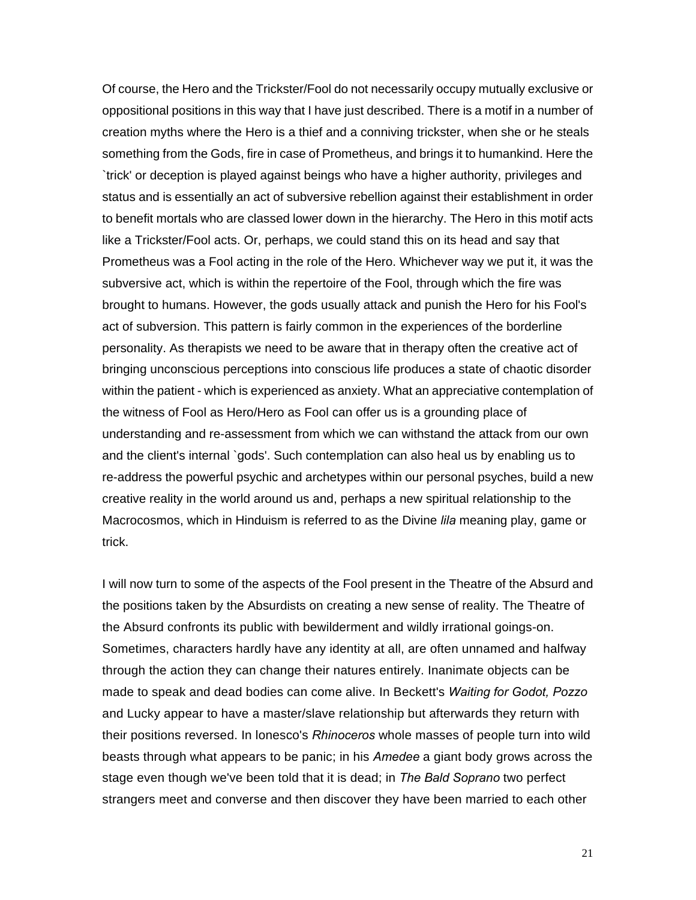Of course, the Hero and the Trickster/Fool do not necessarily occupy mutually exclusive or oppositional positions in this way that I have just described. There is a motif in a number of creation myths where the Hero is a thief and a conniving trickster, when she or he steals something from the Gods, fire in case of Prometheus, and brings it to humankind. Here the `trick' or deception is played against beings who have a higher authority, privileges and status and is essentially an act of subversive rebellion against their establishment in order to benefit mortals who are classed lower down in the hierarchy. The Hero in this motif acts like a Trickster/Fool acts. Or, perhaps, we could stand this on its head and say that Prometheus was a Fool acting in the role of the Hero. Whichever way we put it, it was the subversive act, which is within the repertoire of the Fool, through which the fire was brought to humans. However, the gods usually attack and punish the Hero for his Fool's act of subversion. This pattern is fairly common in the experiences of the borderline personality. As therapists we need to be aware that in therapy often the creative act of bringing unconscious perceptions into conscious life produces a state of chaotic disorder within the patient - which is experienced as anxiety. What an appreciative contemplation of the witness of Fool as Hero/Hero as Fool can offer us is a grounding place of understanding and re-assessment from which we can withstand the attack from our own and the client's internal `gods'. Such contemplation can also heal us by enabling us to re-address the powerful psychic and archetypes within our personal psyches, build a new creative reality in the world around us and, perhaps a new spiritual relationship to the Macrocosmos, which in Hinduism is referred to as the Divine *lila* meaning play, game or trick.

I will now turn to some of the aspects of the Fool present in the Theatre of the Absurd and the positions taken by the Absurdists on creating a new sense of reality. The Theatre of the Absurd confronts its public with bewilderment and wildly irrational goings-on. Sometimes, characters hardly have any identity at all, are often unnamed and halfway through the action they can change their natures entirely. Inanimate objects can be made to speak and dead bodies can come alive. In Beckett's *Waiting for Godot, Pozzo* and Lucky appear to have a master/slave relationship but afterwards they return with their positions reversed. In Ionesco's *Rhinoceros* whole masses of people turn into wild beasts through what appears to be panic; in his *Amedee* a giant body grows across the stage even though we've been told that it is dead; in *The Bald Soprano* two perfect strangers meet and converse and then discover they have been married to each other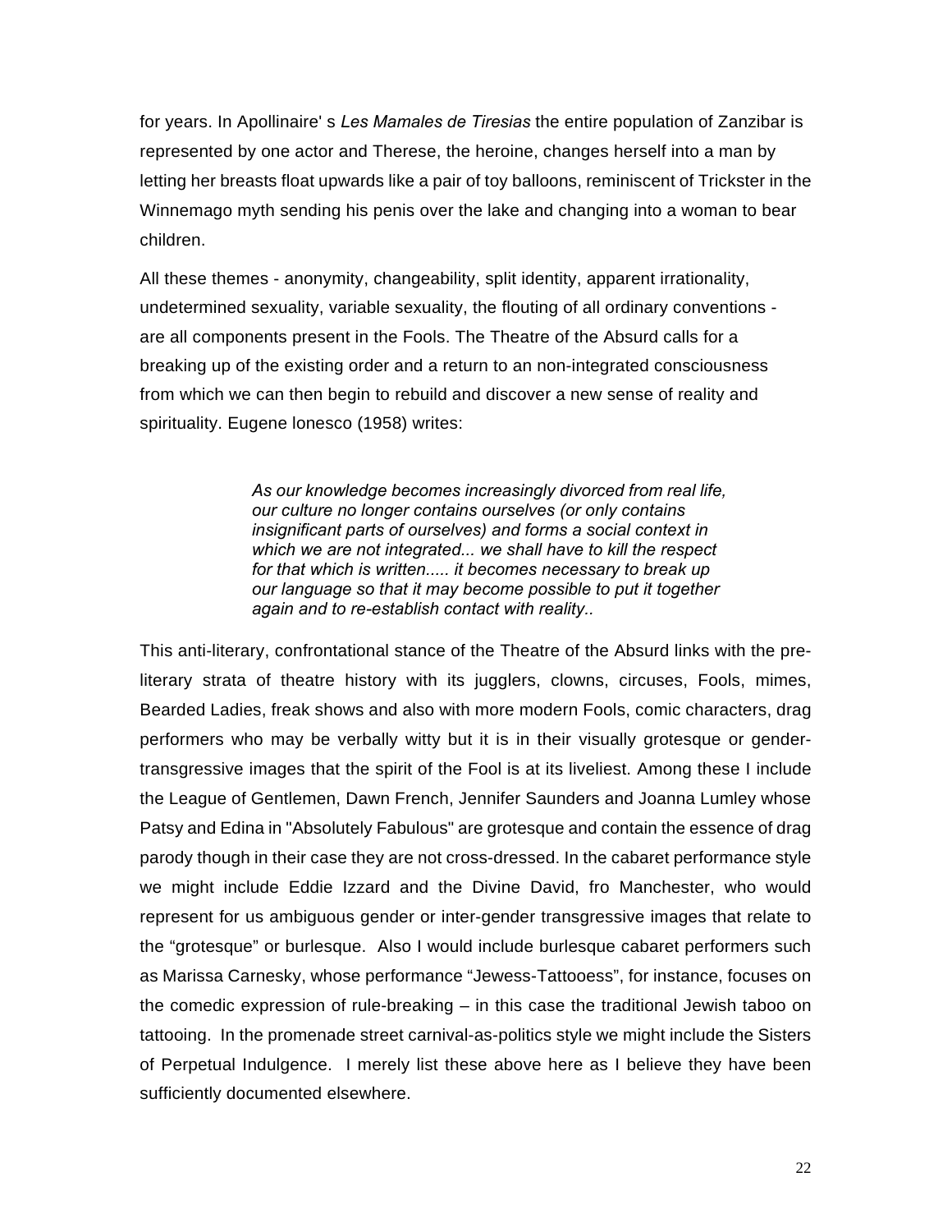for years. In Apollinaire' s *Les Mamales de Tiresias* the entire population of Zanzibar is represented by one actor and Therese, the heroine, changes herself into a man by letting her breasts float upwards like a pair of toy balloons, reminiscent of Trickster in the Winnemago myth sending his penis over the lake and changing into a woman to bear children.

All these themes - anonymity, changeability, split identity, apparent irrationality, undetermined sexuality, variable sexuality, the flouting of all ordinary conventions - are all components present in the Fools. The Theatre of the Absurd calls for a breaking up of the existing order and a return to an non-integrated consciousness from which we can then begin to rebuild and discover a new sense of reality and spirituality. Eugene lonesco (1958) writes:

> *As our knowledge becomes increasingly divorced from real life, our culture no longer contains ourselves (or only contains insignificant parts of ourselves) and forms a social context in which we are not integrated... we shall have to kill the respect for that which is written..... it becomes necessary to break up our language so that it may become possible to put it together again and to re-establish contact with reality..*

This anti-literary, confrontational stance of the Theatre of the Absurd links with the pre-literary strata of theatre history with its jugglers, clowns, circuses, Fools, mimes, Bearded Ladies, freak shows and also with more modern Fools, comic characters, drag performers who may be verbally witty but it is in their visually grotesque or gender-transgressive images that the spirit of the Fool is at its liveliest. Among these I include the League of Gentlemen, Dawn French, Jennifer Saunders and Joanna Lumley whose Patsy and Edina in "Absolutely Fabulous" are grotesque and contain the essence of drag parody though in their case they are not cross-dressed. In the cabaret performance style we might include Eddie Izzard and the Divine David, fro Manchester, who would represent for us ambiguous gender or inter-gender transgressive images that relate to the "grotesque" or burlesque. Also I would include burlesque cabaret performers such as Marissa Carnesky, whose performance "Jewess-Tattooess", for instance, focuses on the comedic expression of rule-breaking – in this case the traditional Jewish taboo on tattooing. In the promenade street carnival-as-politics style we might include the Sisters of Perpetual Indulgence. I merely list these above here as I believe they have been sufficiently documented elsewhere.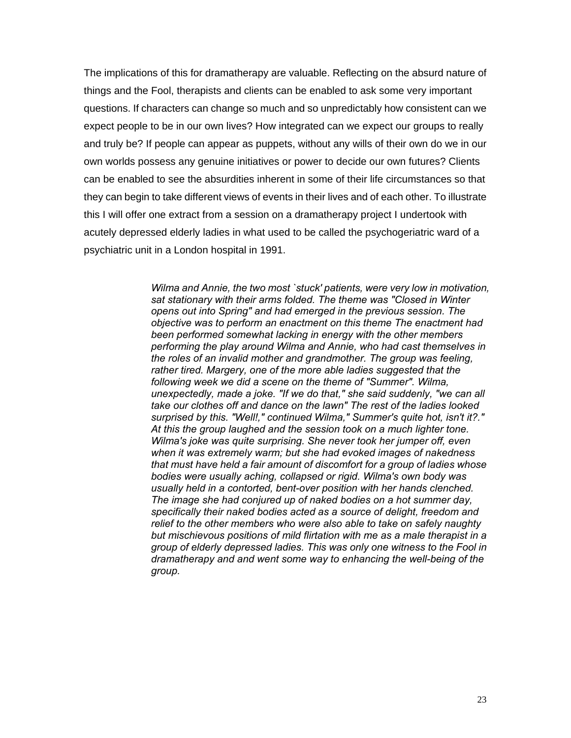The implications of this for dramatherapy are valuable. Reflecting on the absurd nature of things and the Fool, therapists and clients can be enabled to ask some very important questions. If characters can change so much and so unpredictably how consistent can we expect people to be in our own lives? How integrated can we expect our groups to really and truly be? If people can appear as puppets, without any wills of their own do we in our own worlds possess any genuine initiatives or power to decide our own futures? Clients can be enabled to see the absurdities inherent in some of their life circumstances so that they can begin to take different views of events in their lives and of each other. To illustrate this I will offer one extract from a session on a dramatherapy project I undertook with acutely depressed elderly ladies in what used to be called the psychogeriatric ward of a psychiatric unit in a London hospital in 1991.

> *Wilma and Annie, the two most `stuck' patients, were very low in motivation, sat stationary with their arms folded. The theme was "Closed in Winter opens out into Spring" and had emerged in the previous session. The objective was to perform an enactment on this theme The enactment had been performed somewhat lacking in energy with the other members performing the play around Wilma and Annie, who had cast themselves in the roles of an invalid mother and grandmother. The group was feeling, rather tired. Margery, one of the more able ladies suggested that the following week we did a scene on the theme of "Summer". Wilma, unexpectedly, made a joke. "If we do that," she said suddenly, "we can all take our clothes off and dance on the lawn" The rest of the ladies looked surprised by this. "Well!," continued Wilma," Summer's quite hot, isn't it?." At this the group laughed and the session took on a much lighter tone. Wilma's joke was quite surprising. She never took her jumper off, even when it was extremely warm; but she had evoked images of nakedness that must have held a fair amount of discomfort for a group of ladies whose bodies were usually aching, collapsed or rigid. Wilma's own body was usually held in a contorted, bent-over position with her hands clenched. The image she had conjured up of naked bodies on a hot summer day, specifically their naked bodies acted as a source of delight, freedom and relief to the other members who were also able to take on safely naughty but mischievous positions of mild flirtation with me as a male therapist in a group of elderly depressed ladies. This was only one witness to the Fool in dramatherapy and and went some way to enhancing the well-being of the group.*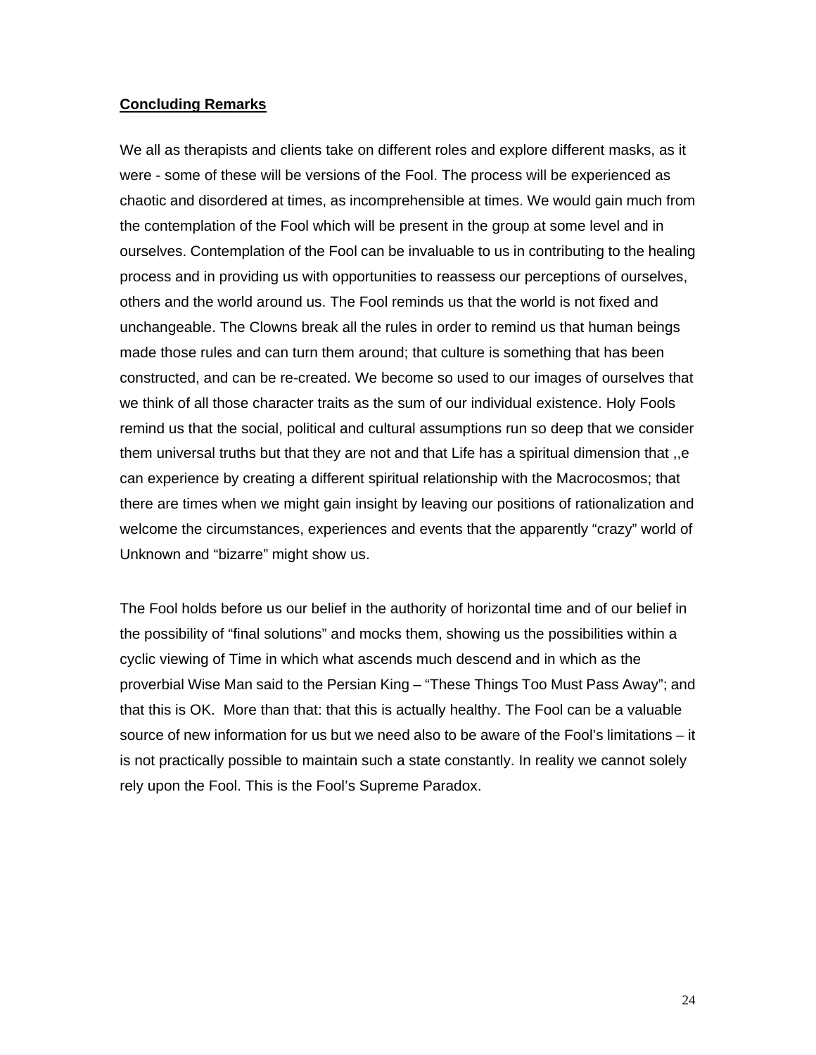**Concluding Remarks**

We all as therapists and clients take on different roles and explore different masks, as it were - some of these will be versions of the Fool. The process will be experienced as chaotic and disordered at times, as incomprehensible at times. We would gain much from the contemplation of the Fool which will be present in the group at some level and in ourselves. Contemplation of the Fool can be invaluable to us in contributing to the healing process and in providing us with opportunities to reassess our perceptions of ourselves, others and the world around us. The Fool reminds us that the world is not fixed and unchangeable. The Clowns break all the rules in order to remind us that human beings made those rules and can turn them around; that culture is something that has been constructed, and can be re-created. We become so used to our images of ourselves that we think of all those character traits as the sum of our individual existence. Holy Fools remind us that the social, political and cultural assumptions run so deep that we consider them universal truths but that they are not and that Life has a spiritual dimension that ,,e can experience by creating a different spiritual relationship with the Macrocosmos; that there are times when we might gain insight by leaving our positions of rationalization and welcome the circumstances, experiences and events that the apparently “crazy” world of Unknown and “bizarre” might show us.

The Fool holds before us our belief in the authority of horizontal time and of our belief in the possibility of “final solutions” and mocks them, showing us the possibilities within a cyclic viewing of Time in which what ascends much descend and in which as the proverbial Wise Man said to the Persian King – “These Things Too Must Pass Away”; and that this is OK.  More than that: that this is actually healthy. The Fool can be a valuable source of new information for us but we need also to be aware of the Fool’s limitations – it is not practically possible to maintain such a state constantly. In reality we cannot solely rely upon the Fool. This is the Fool’s Supreme Paradox.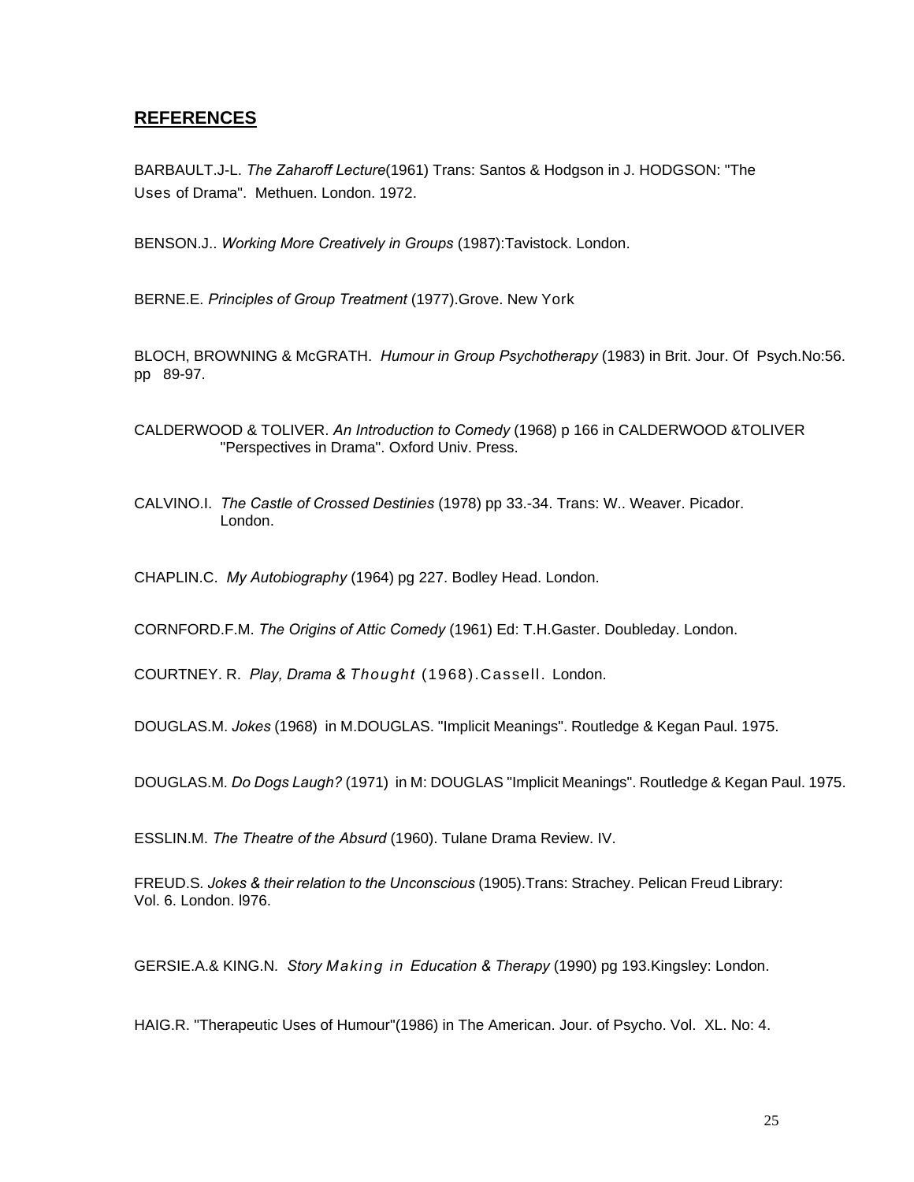## REFERENCES

BARBAULT.J-L. *The Zaharoff Lecture*(1961) Trans: Santos & Hodgson in J. HODGSON: "The Uses of Drama". Methuen. London. 1972.

BENSON.J.. *Working More Creatively in Groups* (1987):Tavistock. London.

BERNE.E. *Principles of Group Treatment* (1977).Grove. New York

BLOCH, BROWNING & McGRATH. *Humour in Group Psychotherapy* (1983) in Brit. Jour. Of Psych.No:56. pp 89-97.

CALDERWOOD & TOLIVER. *An Introduction to Comedy* (1968) p 166 in CALDERWOOD &TOLIVER "Perspectives in Drama". Oxford Univ. Press.

CALVINO.I. *The Castle of Crossed Destinies* (1978) pp 33.-34. Trans: W.. Weaver. Picador. London.

CHAPLIN.C. *My Autobiography* (1964) pg 227. Bodley Head. London.

CORNFORD.F.M. *The Origins of Attic Comedy* (1961) Ed: T.H.Gaster. Doubleday. London.

COURTNEY. R. *Play, Drama & Thought* (1968).Cassell. London.

DOUGLAS.M. *Jokes* (1968) in M.DOUGLAS. "Implicit Meanings". Routledge & Kegan Paul. 1975.

DOUGLAS.M. *Do Dogs Laugh?* (1971) in M: DOUGLAS "Implicit Meanings". Routledge & Kegan Paul. 1975.

ESSLIN.M. *The Theatre of the Absurd* (1960). Tulane Drama Review. IV.

FREUD.S. *Jokes & their relation to the Unconscious* (1905).Trans: Strachey. Pelican Freud Library: Vol. 6. London. l976.

GERSIE.A.& KING.N. *Story Making in Education & Therapy* (1990) pg 193.Kingsley: London.

HAIG.R. "Therapeutic Uses of Humour"(1986) in The American. Jour. of Psycho. Vol. XL. No: 4.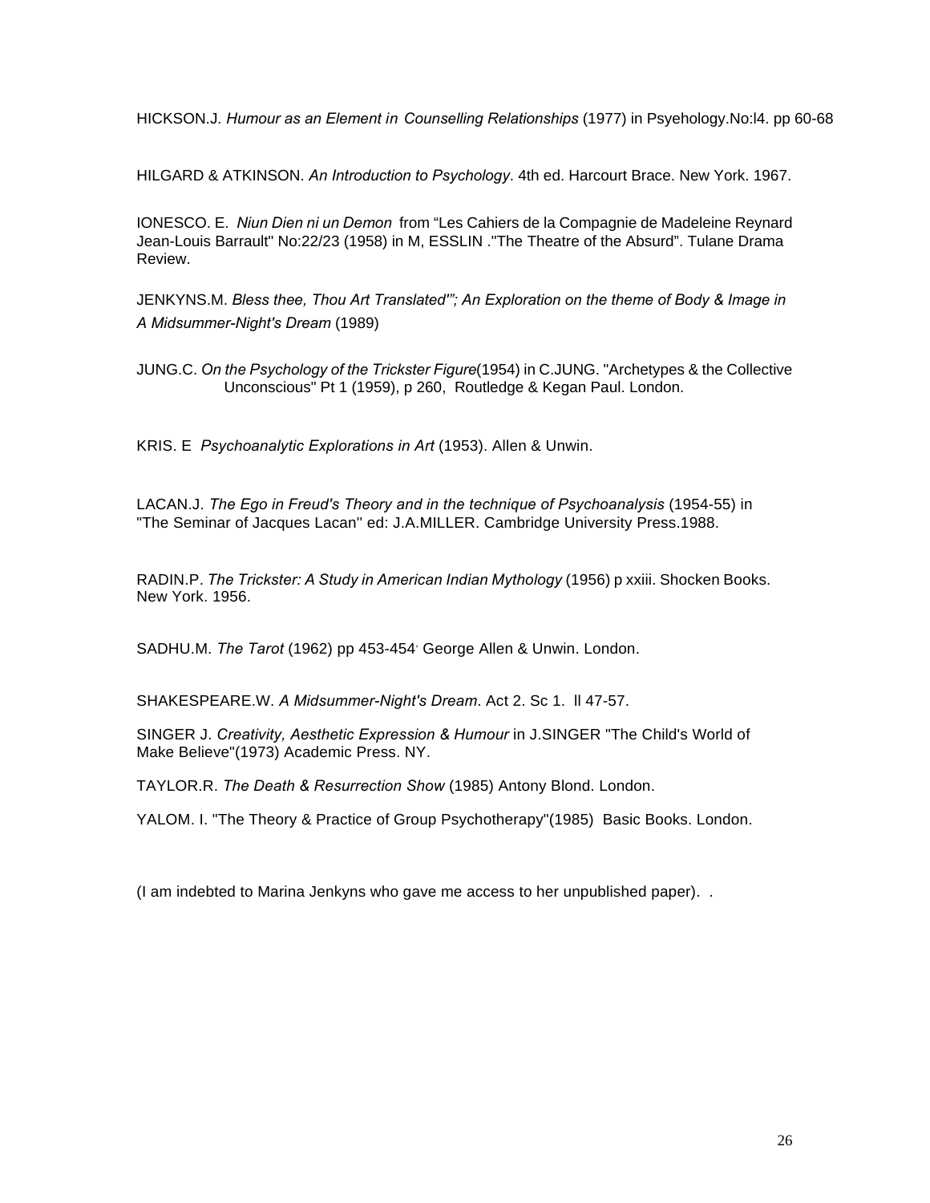HICKSON.J*. Humour as an Element in Counselling Relationships* (1977) in Psyehology.No:l4. pp 60-68

HILGARD & ATKINSON. *An Introduction to Psychology*. 4th ed. Harcourt Brace. New York. 1967.

IONESCO. E. *Niun Dien ni un Demon* from "Les Cahiers de la Compagnie de Madeleine Reynard Jean-Louis Barrault" No:22/23 (1958) in M, ESSLIN ."The Theatre of the Absurd". Tulane Drama Review.

JENKYNS.M. *Bless thee, Thou Art Translated'"; An Exploration on the theme of Body & Image in A Midsummer-Night's Dream* (1989)

JUNG.C. *On the Psychology of the Trickster Figure*(1954) in C.JUNG. "Archetypes & the Collective Unconscious" Pt 1 (1959), p 260, Routledge & Kegan Paul. London.

KRIS. E *Psychoanalytic Explorations in Art* (1953). Allen & Unwin.

LACAN.J. *The Ego in Freud's Theory and in the technique of Psychoanalysis* (1954-55) in "The Seminar of Jacques Lacan" ed: J.A.MILLER. Cambridge University Press.1988.

RADIN.P. *The Trickster: A Study in American Indian Mythology* (1956) p xxiii. Shocken Books. New York. 1956.

SADHU.M. *The Tarot* (1962) pp 453-454, George Allen & Unwin. London.

SHAKESPEARE.W. *A Midsummer-Night's Dream*. Act 2. Sc 1. ll 47-57.

SINGER J. *Creativity, Aesthetic Expression & Humour* in J.SINGER "The Child's World of Make Believe"(1973) Academic Press. NY.

TAYLOR.R. *The Death & Resurrection Show* (1985) Antony Blond. London.

YALOM. I. "The Theory & Practice of Group Psychotherapy"(1985) Basic Books. London.

(I am indebted to Marina Jenkyns who gave me access to her unpublished paper). .